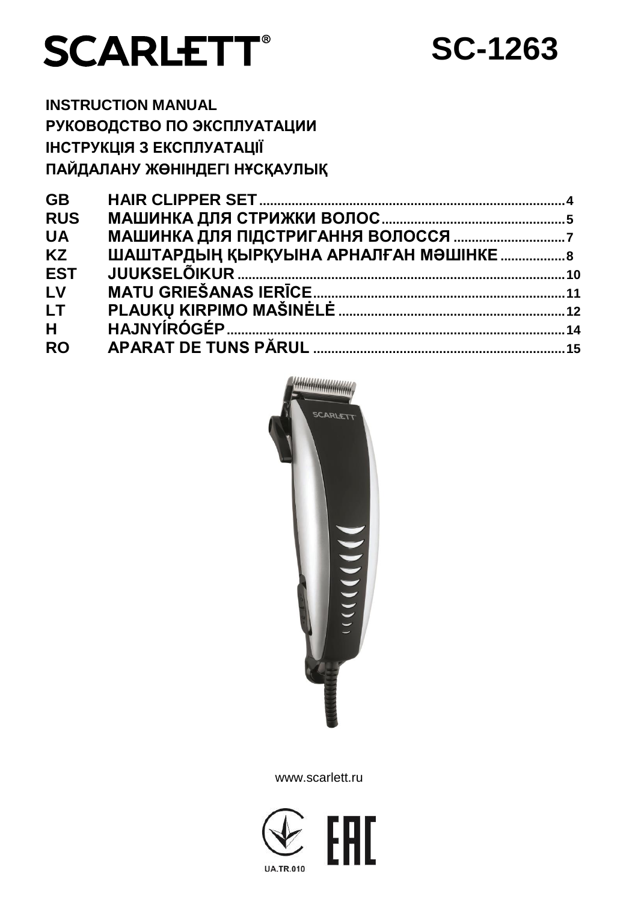# SCARLETT® SC-1263

**INSTRUCTION MANUAL**
**РУКОВОДСТВО ПО ЭКСПЛУАТАЦИИ**
**ІНСТРУКЦІЯ З ЕКСПЛУАТАЦІЇ**
**ПАЙДАЛАНУ ЖӨНІНДЕГІ НҰСҚАУЛЫҚ**

| | | |
|---|---|---|
| **GB** | **HAIR CLIPPER SET** | **4** |
| **RUS** | **МАШИНКА ДЛЯ СТРИЖКИ ВОЛОС** | **5** |
| **UA** | **МАШИНКА ДЛЯ ПІДСТРИГАННЯ ВОЛОССЯ** | **7** |
| **KZ** | **ШАШТАРДЫҢ ҚЫРҚУЫНА АРНАЛҒАН МӘШІНКЕ** | **8** |
| **EST** | **JUUKSELÕIKUR** | **10** |
| **LV** | **MATU GRIEŠANAS IERĪCE** | **11** |
| **LT** | **PLAUKŲ KIRPIMO MAŠINĖLĖ** | **12** |
| **H** | **HAJNYÍRÓGÉP** | **14** |
| **RO** | **APARAT DE TUNS PĂRUL** | **15** |

www.scarlett.ru

UA.TR.010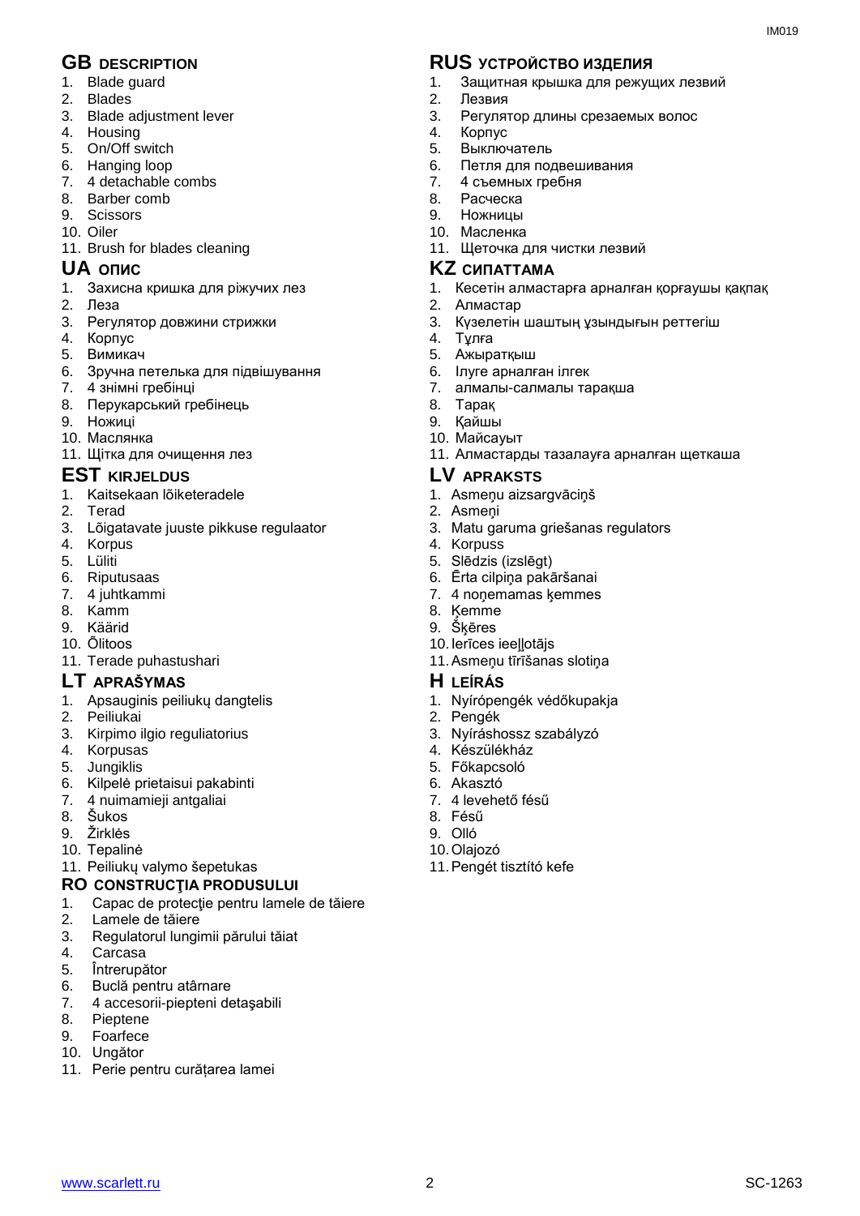## GB DESCRIPTION

1. Blade guard
2. Blades
3. Blade adjustment lever
4. Housing
5. On/Off switch
6. Hanging loop
7. 4 detachable combs
8. Barber comb
9. Scissors
10. Oiler
11. Brush for blades cleaning

## UA ОПИС

1. Захисна кришка для ріжучих лез
2. Леза
3. Регулятор довжини стрижки
4. Корпус
5. Вимикач
6. Зручна петелька для підвішування
7. 4 знімні гребінці
8. Перукарський гребінець
9. Ножиці
10. Маслянка
11. Щітка для очищення лез

## EST KIRJELDUS

1. Kaitsekaan lõiketeradele
2. Terad
3. Lõigatavate juuste pikkuse regulaator
4. Korpus
5. Lüliti
6. Riputusaas
7. 4 juhtkammi
8. Kamm
9. Käärid
10. Õlitoos
11. Terade puhastushari

## LT APRAŠYMAS

1. Apsauginis peiliukų dangtelis
2. Peiliukai
3. Kirpimo ilgio reguliatorius
4. Korpusas
5. Jungiklis
6. Kilpelė prietaisui pakabinti
7. 4 nuimamieji antgaliai
8. Šukos
9. Žirklės
10. Tepalinė
11. Peiliukų valymo šepetukas

## RO CONSTRUCŢIA PRODUSULUI

1. Capac de protecţie pentru lamele de tăiere
2. Lamele de tăiere
3. Regulatorul lungimii părului tăiat
4. Carcasa
5. Întrerupător
6. Buclă pentru atârnare
7. 4 accesorii-piepteni detaşabili
8. Pieptene
9. Foarfece
10. Ungător
11. Perie pentru curățarea lamei

## RUS УСТРОЙСТВО ИЗДЕЛИЯ

1. Защитная крышка для режущих лезвий
2. Лезвия
3. Регулятор длины срезаемых волос
4. Корпус
5. Выключатель
6. Петля для подвешивания
7. 4 съемных гребня
8. Расческа
9. Ножницы
10. Масленка
11. Щеточка для чистки лезвий

## KZ СИПАТТАМА

1. Кесетін алмастарға арналған қорғаушы қақпақ
2. Алмастар
3. Күзелетін шаштың ұзындығын реттегіш
4. Тұлға
5. Ажыратқыш
6. Ілуге арналған ілгек
7. алмалы-салмалы тарақша
8. Тарақ
9. Қайшы
10. Майсауыт
11. Алмастарды тазалауға арналған щеткаша

## LV APRAKSTS

1. Asmeņu aizsargvāciņš
2. Asmeņi
3. Matu garuma griešanas regulators
4. Korpuss
5. Slēdzis (izslēgt)
6. Ērta cilpiņa pakāršanai
7. 4 noņemamas ķemmes
8. Ķemme
9. Šķēres
10. Ierīces ieeļļotājs
11. Asmeņu tīrīšanas slotiņa

## H LEÍRÁS

1. Nyírópengék védőkupakja
2. Pengék
3. Nyíráshossz szabályzó
4. Készülékház
5. Főkapcsoló
6. Akasztó
7. 4 levehető fésű
8. Fésű
9. Olló
10. Olajozó
11. Pengét tisztító kefe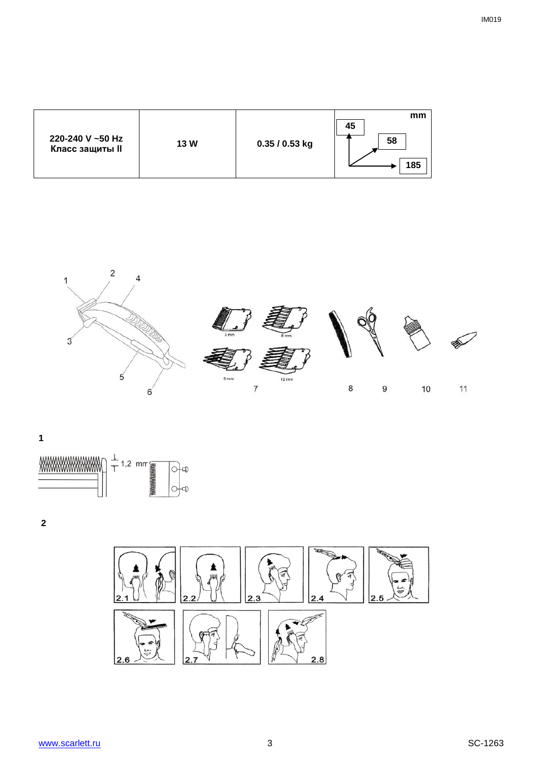| | | | |
|---|---|---|---|
| 220-240 V ~50 Hz<br>Класс защиты II | 13 W | 0.35 / 0.53 kg | mm<br>45<br>58<br>185 |

1
2
4
3
5
6

3 mm
6 mm
9 mm
12 mm

7
8
9
10
11

**1**

1,2 mm

**2**

2.1
2.2
2.3
2.4
2.5
2.6
2.7
2.8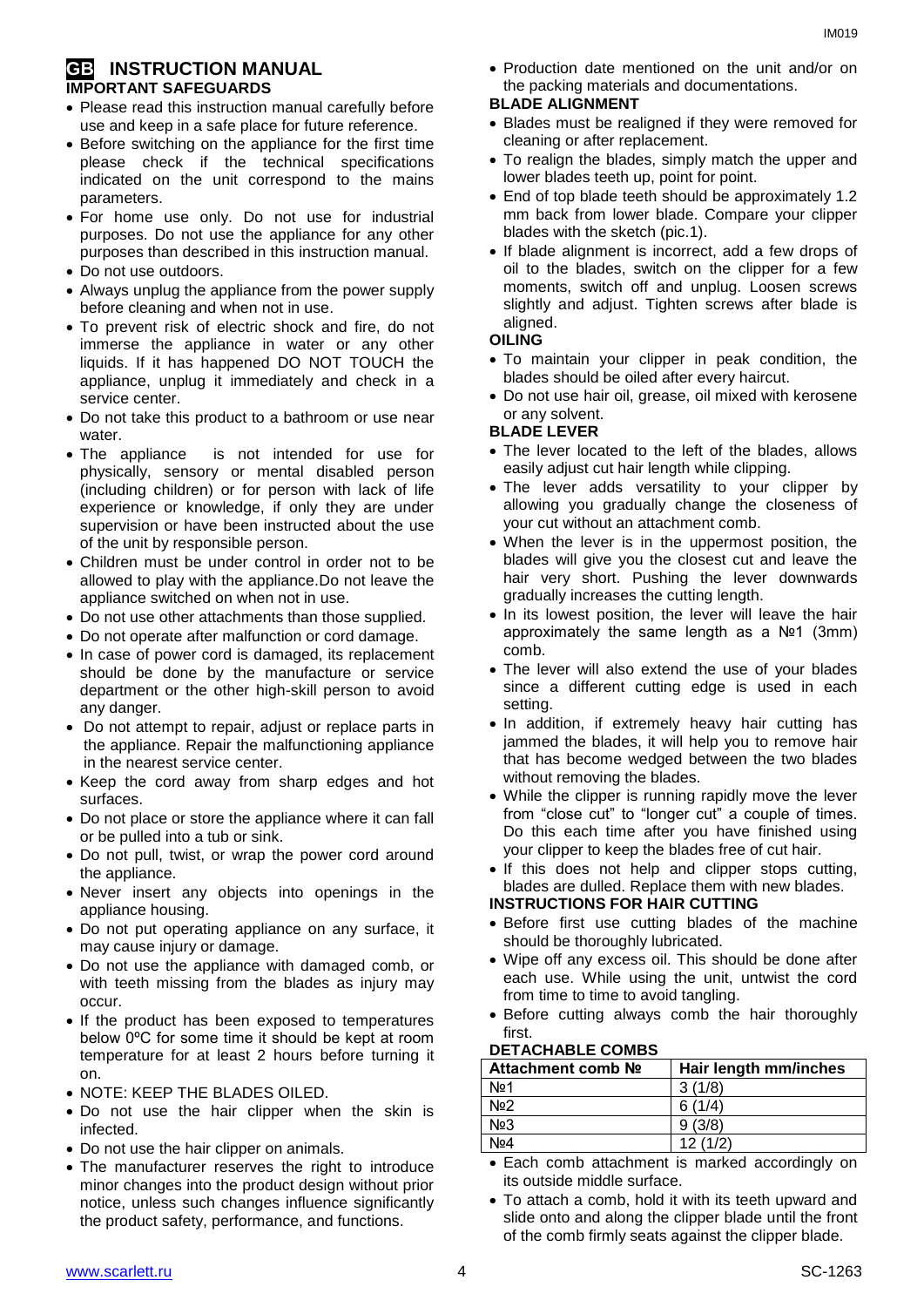# GB INSTRUCTION MANUAL

## IMPORTANT SAFEGUARDS

- Please read this instruction manual carefully before use and keep in a safe place for future reference.
- Before switching on the appliance for the first time please check if the technical specifications indicated on the unit correspond to the mains parameters.
- For home use only. Do not use for industrial purposes. Do not use the appliance for any other purposes than described in this instruction manual.
- Do not use outdoors.
- Always unplug the appliance from the power supply before cleaning and when not in use.
- To prevent risk of electric shock and fire, do not immerse the appliance in water or any other liquids. If it has happened DO NOT TOUCH the appliance, unplug it immediately and check in a service center.
- Do not take this product to a bathroom or use near water.
- The appliance is not intended for use for physically, sensory or mental disabled person (including children) or for person with lack of life experience or knowledge, if only they are under supervision or have been instructed about the use of the unit by responsible person.
- Children must be under control in order not to be allowed to play with the appliance.Do not leave the appliance switched on when not in use.
- Do not use other attachments than those supplied.
- Do not operate after malfunction or cord damage.
- In case of power cord is damaged, its replacement should be done by the manufacture or service department or the other high-skill person to avoid any danger.
- Do not attempt to repair, adjust or replace parts in the appliance. Repair the malfunctioning appliance in the nearest service center.
- Keep the cord away from sharp edges and hot surfaces.
- Do not place or store the appliance where it can fall or be pulled into a tub or sink.
- Do not pull, twist, or wrap the power cord around the appliance.
- Never insert any objects into openings in the appliance housing.
- Do not put operating appliance on any surface, it may cause injury or damage.
- Do not use the appliance with damaged comb, or with teeth missing from the blades as injury may occur.
- If the product has been exposed to temperatures below 0ºC for some time it should be kept at room temperature for at least 2 hours before turning it on.
- NOTE: KEEP THE BLADES OILED.
- Do not use the hair clipper when the skin is infected.
- Do not use the hair clipper on animals.
- The manufacturer reserves the right to introduce minor changes into the product design without prior notice, unless such changes influence significantly the product safety, performance, and functions.
- Production date mentioned on the unit and/or on the packing materials and documentations.

## BLADE ALIGNMENT

- Blades must be realigned if they were removed for cleaning or after replacement.
- To realign the blades, simply match the upper and lower blades teeth up, point for point.
- End of top blade teeth should be approximately 1.2 mm back from lower blade. Compare your clipper blades with the sketch (pic.1).
- If blade alignment is incorrect, add a few drops of oil to the blades, switch on the clipper for a few moments, switch off and unplug. Loosen screws slightly and adjust. Tighten screws after blade is aligned.

## OILING

- To maintain your clipper in peak condition, the blades should be oiled after every haircut.
- Do not use hair oil, grease, oil mixed with kerosene or any solvent.

## BLADE LEVER

- The lever located to the left of the blades, allows easily adjust cut hair length while clipping.
- The lever adds versatility to your clipper by allowing you gradually change the closeness of your cut without an attachment comb.
- When the lever is in the uppermost position, the blades will give you the closest cut and leave the hair very short. Pushing the lever downwards gradually increases the cutting length.
- In its lowest position, the lever will leave the hair approximately the same length as a №1 (3mm) comb.
- The lever will also extend the use of your blades since a different cutting edge is used in each setting.
- In addition, if extremely heavy hair cutting has jammed the blades, it will help you to remove hair that has become wedged between the two blades without removing the blades.
- While the clipper is running rapidly move the lever from "close cut" to "longer cut" a couple of times. Do this each time after you have finished using your clipper to keep the blades free of cut hair.
- If this does not help and clipper stops cutting, blades are dulled. Replace them with new blades.

## INSTRUCTIONS FOR HAIR CUTTING

- Before first use cutting blades of the machine should be thoroughly lubricated.
- Wipe off any excess oil. This should be done after each use. While using the unit, untwist the cord from time to time to avoid tangling.
- Before cutting always comb the hair thoroughly first.

## DETACHABLE COMBS

| Attachment comb № | Hair length mm/inches |
|---|---|
| №1 | 3 (1/8) |
| №2 | 6 (1/4) |
| №3 | 9 (3/8) |
| №4 | 12 (1/2) |

- Each comb attachment is marked accordingly on its outside middle surface.
- To attach a comb, hold it with its teeth upward and slide onto and along the clipper blade until the front of the comb firmly seats against the clipper blade.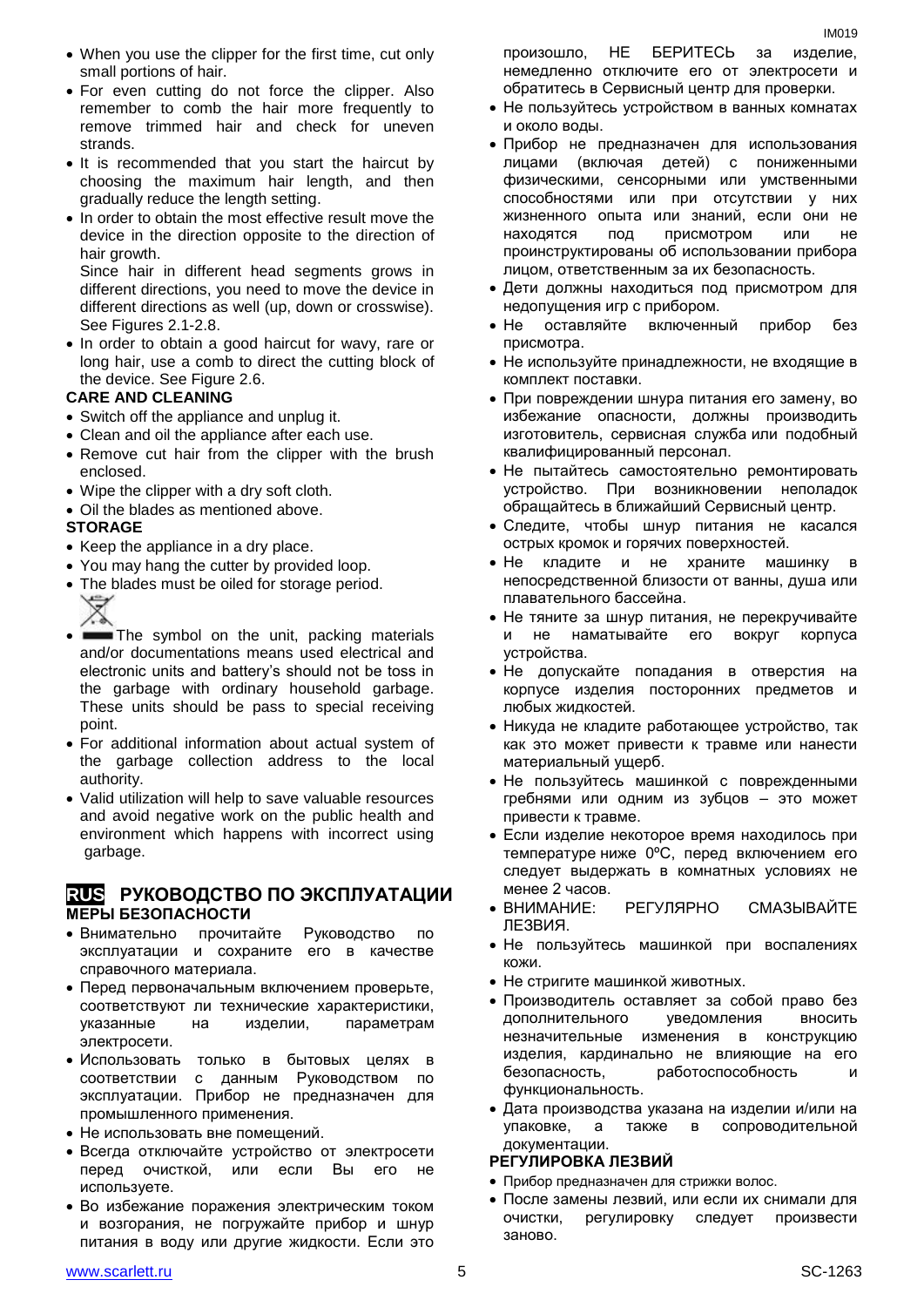- When you use the clipper for the first time, cut only small portions of hair.
- For even cutting do not force the clipper. Also remember to comb the hair more frequently to remove trimmed hair and check for uneven strands.
- It is recommended that you start the haircut by choosing the maximum hair length, and then gradually reduce the length setting.
- In order to obtain the most effective result move the device in the direction opposite to the direction of hair growth.
  Since hair in different head segments grows in different directions, you need to move the device in different directions as well (up, down or crosswise). See Figures 2.1-2.8.
- In order to obtain a good haircut for wavy, rare or long hair, use a comb to direct the cutting block of the device. See Figure 2.6.

**CARE AND CLEANING**

- Switch off the appliance and unplug it.
- Clean and oil the appliance after each use.
- Remove cut hair from the clipper with the brush enclosed.
- Wipe the clipper with a dry soft cloth.
- Oil the blades as mentioned above.

**STORAGE**

- Keep the appliance in a dry place.
- You may hang the cutter by provided loop.
- The blades must be oiled for storage period.
- The symbol on the unit, packing materials and/or documentations means used electrical and electronic units and battery's should not be toss in the garbage with ordinary household garbage. These units should be pass to special receiving point.
- For additional information about actual system of the garbage collection address to the local authority.
- Valid utilization will help to save valuable resources and avoid negative work on the public health and environment which happens with incorrect using garbage.

## RUS РУКОВОДСТВО ПО ЭКСПЛУАТАЦИИ

**МЕРЫ БЕЗОПАСНОСТИ**

- Внимательно прочитайте Руководство по эксплуатации и сохраните его в качестве справочного материала.
- Перед первоначальным включением проверьте, соответствуют ли технические характеристики, указанные на изделии, параметрам электросети.
- Использовать только в бытовых целях в соответствии с данным Руководством по эксплуатации. Прибор не предназначен для промышленного применения.
- Не использовать вне помещений.
- Всегда отключайте устройство от электросети перед очисткой, или если Вы его не используете.
- Во избежание поражения электрическим током и возгорания, не погружайте прибор и шнур питания в воду или другие жидкости. Если это произошло, НЕ БЕРИТЕСЬ за изделие, немедленно отключите его от электросети и обратитесь в Сервисный центр для проверки.
- Не пользуйтесь устройством в ванных комнатах и около воды.
- Прибор не предназначен для использования лицами (включая детей) с пониженными физическими, сенсорными или умственными способностями или при отсутствии у них жизненного опыта или знаний, если они не находятся под присмотром или не проинструктированы об использовании прибора лицом, ответственным за их безопасность.
- Дети должны находиться под присмотром для недопущения игр с прибором.
- Не оставляйте включенный прибор без присмотра.
- Не используйте принадлежности, не входящие в комплект поставки.
- При повреждении шнура питания его замену, во избежание опасности, должны производить изготовитель, сервисная служба или подобный квалифицированный персонал.
- Не пытайтесь самостоятельно ремонтировать устройство. При возникновении неполадок обращайтесь в ближайший Сервисный центр.
- Следите, чтобы шнур питания не касался острых кромок и горячих поверхностей.
- Не кладите и не храните машинку в непосредственной близости от ванны, душа или плавательного бассейна.
- Не тяните за шнур питания, не перекручивайте и не наматывайте его вокруг корпуса устройства.
- Не допускайте попадания в отверстия на корпусе изделия посторонних предметов и любых жидкостей.
- Никуда не кладите работающее устройство, так как это может привести к травме или нанести материальный ущерб.
- Не пользуйтесь машинкой с поврежденными гребнями или одним из зубцов – это может привести к травме.
- Если изделие некоторое время находилось при температуре ниже 0ºC, перед включением его следует выдержать в комнатных условиях не менее 2 часов.
- ВНИМАНИЕ: РЕГУЛЯРНО СМАЗЫВАЙТЕ ЛЕЗВИЯ.
- Не пользуйтесь машинкой при воспалениях кожи.
- Не стригите машинкой животных.
- Производитель оставляет за собой право без дополнительного уведомления вносить незначительные изменения в конструкцию изделия, кардинально не влияющие на его безопасность, работоспособность и функциональность.
- Дата производства указана на изделии и/или на упаковке, а также в сопроводительной документации.

**РЕГУЛИРОВКА ЛЕЗВИЙ**

- Прибор предназначен для стрижки волос.
- После замены лезвий, или если их снимали для очистки, регулировку следует произвести заново.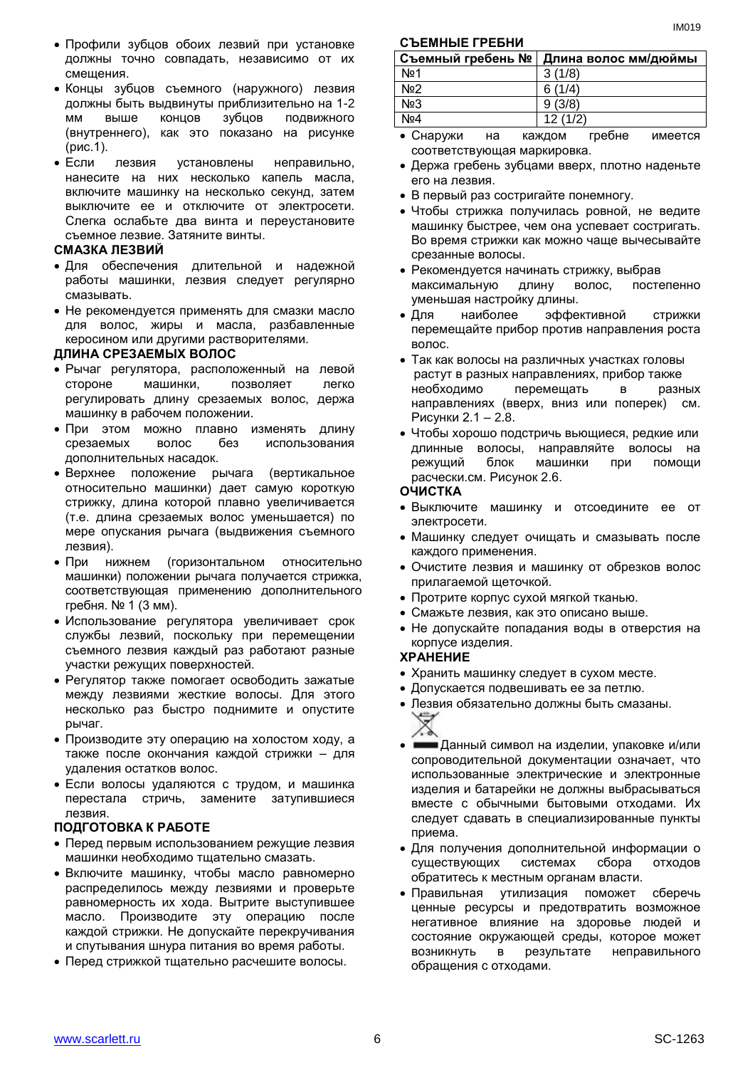- Профили зубцов обоих лезвий при установке должны точно совпадать, независимо от их смещения.
- Концы зубцов съемного (наружного) лезвия должны быть выдвинуты приблизительно на 1-2 мм выше концов зубцов подвижного (внутреннего), как это показано на рисунке (рис.1).
- Если лезвия установлены неправильно, нанесите на них несколько капель масла, включите машинку на несколько секунд, затем выключите ее и отключите от электросети. Слегка ослабьте два винта и переустановите съемное лезвие. Затяните винты.

**СМАЗКА ЛЕЗВИЙ**

- Для обеспечения длительной и надежной работы машинки, лезвия следует регулярно смазывать.
- Не рекомендуется применять для смазки масло для волос, жиры и масла, разбавленные керосином или другими растворителями.

**ДЛИНА СРЕЗАЕМЫХ ВОЛОС**

- Рычаг регулятора, расположенный на левой стороне машинки, позволяет легко регулировать длину срезаемых волос, держа машинку в рабочем положении.
- При этом можно плавно изменять длину срезаемых волос без использования дополнительных насадок.
- Верхнее положение рычага (вертикальное относительно машинки) дает самую короткую стрижку, длина которой плавно увеличивается (т.е. длина срезаемых волос уменьшается) по мере опускания рычага (выдвижения съемного лезвия).
- При нижнем (горизонтальном относительно машинки) положении рычага получается стрижка, соответствующая применению дополнительного гребня. № 1 (3 мм).
- Использование регулятора увеличивает срок службы лезвий, поскольку при перемещении съемного лезвия каждый раз работают разные участки режущих поверхностей.
- Регулятор также помогает освободить зажатые между лезвиями жесткие волосы. Для этого несколько раз быстро поднимите и опустите рычаг.
- Производите эту операцию на холостом ходу, а также после окончания каждой стрижки – для удаления остатков волос.
- Если волосы удаляются с трудом, и машинка перестала стричь, замените затупившиеся лезвия.

**ПОДГОТОВКА К РАБОТЕ**

- Перед первым использованием режущие лезвия машинки необходимо тщательно смазать.
- Включите машинку, чтобы масло равномерно распределилось между лезвиями и проверьте равномерность их хода. Вытрите выступившее масло. Производите эту операцию после каждой стрижки. Не допускайте перекручивания и спутывания шнура питания во время работы.
- Перед стрижкой тщательно расчешите волосы.

**СЪЕМНЫЕ ГРЕБНИ**

| Съемный гребень № | Длина волос мм/дюймы |
|---|---|
| №1 | 3 (1/8) |
| №2 | 6 (1/4) |
| №3 | 9 (3/8) |
| №4 | 12 (1/2) |

- Снаружи на каждом гребне имеется соответствующая маркировка.
- Держа гребень зубцами вверх, плотно наденьте его на лезвия.
- В первый раз состригайте понемногу.
- Чтобы стрижка получилась ровной, не ведите машинку быстрее, чем она успевает состригать. Во время стрижки как можно чаще вычесывайте срезанные волосы.
- Рекомендуется начинать стрижку, выбрав максимальную длину волос, постепенно уменьшая настройку длины.
- Для наиболее эффективной стрижки перемещайте прибор против направления роста волос.
- Так как волосы на различных участках головы растут в разных направлениях, прибор также необходимо перемещать в разных направлениях (вверх, вниз или поперек) см. Рисунки 2.1 – 2.8.
- Чтобы хорошо подстричь вьющиеся, редкие или длинные волосы, направляйте волосы на режущий блок машинки при помощи расчески.см. Рисунок 2.6.

**ОЧИСТКА**

- Выключите машинку и отсоедините ее от электросети.
- Машинку следует очищать и смазывать после каждого применения.
- Очистите лезвия и машинку от обрезков волос прилагаемой щеточкой.
- Протрите корпус сухой мягкой тканью.
- Смажьте лезвия, как это описано выше.
- Не допускайте попадания воды в отверстия на корпусе изделия.

**ХРАНЕНИЕ**

- Хранить машинку следует в сухом месте.
- Допускается подвешивать ее за петлю.
- Лезвия обязательно должны быть смазаны.
- Данный символ на изделии, упаковке и/или сопроводительной документации означает, что использованные электрические и электронные изделия и батарейки не должны выбрасываться вместе с обычными бытовыми отходами. Их следует сдавать в специализированные пункты приема.
- Для получения дополнительной информации о существующих системах сбора отходов обратитесь к местным органам власти.
- Правильная утилизация поможет сберечь ценные ресурсы и предотвратить возможное негативное влияние на здоровье людей и состояние окружающей среды, которое может возникнуть в результате неправильного обращения с отходами.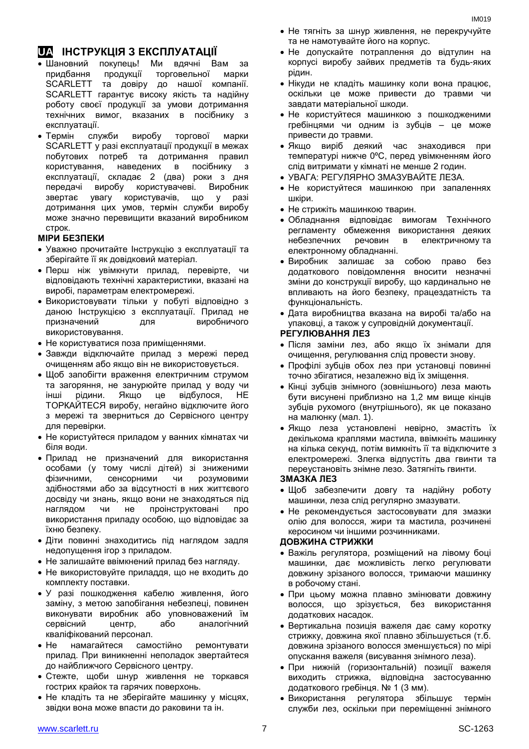## UA ІНСТРУКЦІЯ З ЕКСПЛУАТАЦІЇ

- Шановний покупець! Ми вдячні Вам за придбання продукції торговельної марки SCARLETT та довіру до нашої компанії. SCARLETT гарантує високу якість та надійну роботу своєї продукції за умови дотримання технічних вимог, вказаних в посібнику з експлуатації.
- Термін служби виробу торгової марки SCARLETT у разі експлуатації продукції в межах побутових потреб та дотримання правил користування, наведених в посібнику з експлуатації, складає 2 (два) роки з дня передачі виробу користувачеві. Виробник звертає увагу користувачів, що у разі дотримання цих умов, термін служби виробу може значно перевищити вказаний виробником строк.

### МІРИ БЕЗПЕКИ

- Уважно прочитайте Інструкцію з експлуатації та зберігайте її як довідковий матеріал.
- Перш ніж увімкнути прилад, перевірте, чи відповідають технічні характеристики, вказані на виробі, параметрам електромережі.
- Використовувати тільки у побуті відповідно з даною Інструкцією з експлуатації. Прилад не призначений для виробничого використовування.
- Не користуватися поза приміщеннями.
- Завжди відключайте прилад з мережі перед очищенням або якщо він не використовується.
- Щоб запобігти враження електричним струмом та загоряння, не занурюйте прилад у воду чи інші рідини. Якщо це відбулося, НЕ ТОРКАЙТЕСЯ виробу, негайно відключите його з мережі та зверниться до Сервісного центру для перевірки.
- Не користуйтеся приладом у ванних кімнатах чи біля води.
- Прилад не призначений для використання особами (у тому числі дітей) зі зниженими фізичними, сенсорними чи розумовими здібностями або за відсутності в них життєвого досвіду чи знань, якщо вони не знаходяться під наглядом чи не проінструктовані про використання приладу особою, що відповідає за їхню безпеку.
- Діти повинні знаходитись під наглядом задля недопущення ігор з приладом.
- Не залишайте ввімкнений прилад без нагляду.
- Не використовуйте приладдя, що не входить до комплекту поставки.
- У разі пошкодження кабелю живлення, його заміну, з метою запобігання небезпеці, повинен виконувати виробник або уповноважений їм сервісний центр, або аналогічний кваліфікований персонал.
- Не намагайтеся самостійно ремонтувати прилад. При виникненні неполадок звертайтеся до найближчого Сервісного центру.
- Стежте, щоби шнур живлення не торкався гострих крайок та гарячих поверхонь.
- Не кладіть та не зберігайте машинку у місцях, звідки вона може впасти до раковини та ін.
- Не тягніть за шнур живлення, не перекручуйте та не намотуйте його на корпус.
- Не допускайте потраплення до відтулин на корпусі виробу зайвих предметів та будь-яких рідин.
- Нікуди не кладіть машинку коли вона працює, оскільки це може привести до травми чи завдати матеріальної шкоди.
- Не користуйтеся машинкою з пошкодженими гребінцями чи одним із зубців – це може привести до травми.
- Якщо виріб деякий час знаходився при температурі нижче 0ºC, перед увімкненням його слід витримати у кімнаті не менше 2 годин.
- УВАГА: РЕГУЛЯРНО ЗМАЗУВАЙТЕ ЛЕЗА.
- Не користуйтеся машинкою при запаленнях шкіри.
- Не стрижіть машинкою тварин.
- Обладнання відповідає вимогам Технічного регламенту обмеження використання деяких небезпечних речовин в електричному та електронному обладнанні.
- Виробник залишає за собою право без додаткового повідомлення вносити незначні зміни до конструкції виробу, що кардинально не впливають на його безпеку, працездатність та функціональність.
- Дата виробництва вказана на виробі та/або на упаковці, а також у супровідній документації.

### РЕГУЛЮВАННЯ ЛЕЗ

- Після заміни лез, або якщо їх знімали для очищення, регулювання слід провести знову.
- Профілі зубців обох лез при установці повинні точно збігатися, незалежно від їх зміщення.
- Кінці зубців знімного (зовнішнього) леза мають бути висунені приблизно на 1,2 мм вище кінців зубців рухомого (внутрішнього), як це показано на малюнку (мал. 1).
- Якщо леза установлені невірно, змастіть їх декількома краплями мастила, ввімкніть машинку на кілька секунд, потім вимкніть її та відключите з електромережі. Злегка відпустіть два гвинти та переустановіть знімне лезо. Затягніть гвинти.

### ЗМАЗКА ЛЕЗ

- Щоб забезпечити довгу та надійну роботу машинки, леза слід регулярно змазувати.
- Не рекомендується застосовувати для змазки олію для волосся, жири та мастила, розчинені керосином чи іншими розчинниками.

### ДОВЖИНА СТРИЖКИ

- Важіль регулятора, розміщений на лівому боці машинки, дає можливість легко регулювати довжину зрізаного волосся, тримаючи машинку в робочому стані.
- При цьому можна плавно змінювати довжину волосся, що зрізується, без використання додаткових насадок.
- Вертикальна позиція важеля дає саму коротку стрижку, довжина якої плавно збільшується (т.б. довжина зрізаного волосся зменшується) по мірі опускання важеля (висування знімного леза).
- При нижній (горизонтальній) позиції важеля виходить стрижка, відповідна застосуванню додаткового гребінця. № 1 (3 мм).
- Використання регулятора збільшує термін служби лез, оскільки при переміщенні знімного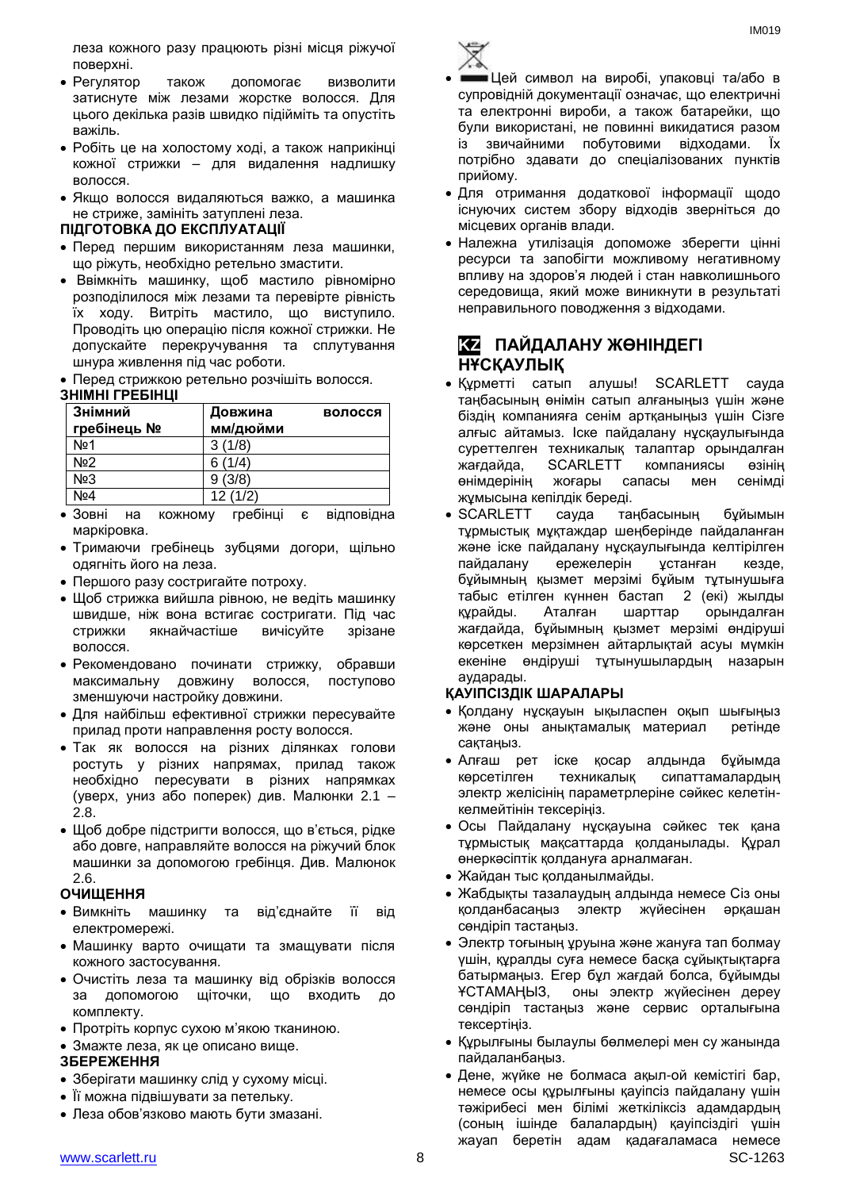леза кожного разу працюють різні місця ріжучої поверхні.

- Регулятор також допомагає визволити затиснуте між лезами жорстке волосся. Для цього декілька разів швидко підійміть та опустіть важіль.
- Робіть це на холостому ході, а також наприкінці кожної стрижки – для видалення надлишку волосся.
- Якщо волосся видаляються важко, а машинка не стриже, замініть затуплені леза.

**ПІДГОТОВКА ДО ЕКСПЛУАТАЦІЇ**

- Перед першим використанням леза машинки, що ріжуть, необхідно ретельно змастити.
- Ввімкніть машинку, щоб мастило рівномірно розподілилося між лезами та перевірте рівність їх ходу. Витріть мастило, що виступило. Проводіть цю операцію після кожної стрижки. Не допускайте перекручування та сплутування шнура живлення під час роботи.
- Перед стрижкою ретельно розчешіть волосся.

**ЗНІМНІ ГРЕБІНЦІ**

| Знімний гребінець № | Довжина волосся мм/дюйми |
|---|---|
| №1 | 3 (1/8) |
| №2 | 6 (1/4) |
| №3 | 9 (3/8) |
| №4 | 12 (1/2) |

- Зовні на кожному гребінці є відповідна маркіровка.
- Тримаючи гребінець зубцями догори, щільно одягніть його на леза.
- Першого разу состригайте потроху.
- Щоб стрижка вийшла рівною, не ведіть машинку швидше, ніж вона встигає состригати. Під час стрижки якнайчастіше вичісуйте зрізане волосся.
- Рекомендовано починати стрижку, обравши максимальну довжину волосся, поступово зменшуючи настройку довжини.
- Для найбільш ефективної стрижки пересувайте прилад проти направлення росту волосся.
- Так як волосся на різних ділянках голови ростуть у різних напрямах, прилад також необхідно пересувати в різних напрямках (уверх, униз або поперек) див. Малюнки 2.1 – 2.8.
- Щоб добре підстригти волосся, що в'ється, рідке або довге, направляйте волосся на ріжучий блок машинки за допомогою гребінця. Див. Малюнок 2.6.

**ОЧИЩЕННЯ**

- Вимкніть машинку та від'єднайте її від електромережі.
- Машинку варто очищати та змащувати після кожного застосування.
- Очистіть леза та машинку від обрізків волосся за допомогою щіточки, що входить до комплекту.
- Протріть корпус сухою м'якою тканиною.
- Змажте леза, як це описано вище.

**ЗБЕРЕЖЕННЯ**

- Зберігати машинку слід у сухому місці.
- Її можна підвішувати за петельку.
- Леза обов'язково мають бути змазані.

- Цей символ на виробі, упаковці та/або в супровідній документації означає, що електричні та електронні вироби, а також батарейки, що були використані, не повинні викидатися разом із звичайними побутовими відходами. Їх потрібно здавати до спеціалізованих пунктів прийому.
- Для отримання додаткової інформації щодо існуючих систем збору відходів зверніться до місцевих органів влади.
- Належна утилізація допоможе зберегти цінні ресурси та запобігти можливому негативному впливу на здоров'я людей і стан навколишнього середовища, який може виникнути в результаті неправильного поводження з відходами.

## KZ ПАЙДАЛАНУ ЖӨНІНДЕГІ НҰСҚАУЛЫҚ

- Құрметті сатып алушы! SCARLETT сауда таңбасының өнімін сатып алғаныңыз үшін және біздің компанияға сенім артқаныңыз үшін Сізге алғыс айтамыз. Іске пайдалану нұсқаулығында суреттелген техникалық талаптар орындалған жағдайда, SCARLETT компаниясы өзінің өнімдерінің жоғары сапасы мен сенімді жұмысына кепілдік береді.
- SCARLETT сауда таңбасының бұйымын тұрмыстық мұқтаждар шеңберінде пайдаланған және іске пайдалану нұсқаулығында келтірілген пайдалану ережелерін ұстанған кезде, бұйымның қызмет мерзімі бұйым тұтынушыға табыс етілген күннен бастап 2 (екі) жылды құрайды. Аталған шарттар орындалған жағдайда, бұйымның қызмет мерзімі өндіруші көрсеткен мерзімнен айтарлықтай асуы мүмкін екеніне өндіруші тұтынушылардың назарын аударады.

**ҚАУІПСІЗДІК ШАРАЛАРЫ**

- Қолдану нұсқауын ықыласпен оқып шығыңыз және оны анықтамалық материал ретінде сақтаңыз.
- Алғаш рет іске қосар алдында бұйымда көрсетілген техникалық сипаттамалардың электр желісінің параметрлеріне сәйкес келетін-келмейтінін тексеріңіз.
- Осы Пайдалану нұсқауына сәйкес тек қана тұрмыстық мақсаттарда қолданылады. Құрал өнеркәсіптік қолдануға арналмаған.
- Жайдан тыс қолданылмайды.
- Жабдықты тазалаудың алдында немесе Сіз оны қолданбасаңыз электр жүйесінен әрқашан сөндіріп тастаңыз.
- Электр тоғының ұруына және жануға тап болмау үшін, құралды суға немесе басқа сұйықтықтарға батырмаңыз. Егер бұл жағдай болса, бұйымды ҰСТАМАҢЫЗ, оны электр жүйесінен дереу сөндіріп тастаңыз және сервис орталығына тексертіңіз.
- Құрылғыны былаулы бөлмелері мен су жанында пайдаланбаңыз.
- Дене, жүйке не болмаса ақыл-ой кемістігі бар, немесе осы құрылғыны қауіпсіз пайдалану үшін тәжірибесі мен білімі жеткіліксіз адамдардың (соның ішінде балалардың) қауіпсіздігі үшін жауап беретін адам қадағаламаса немесе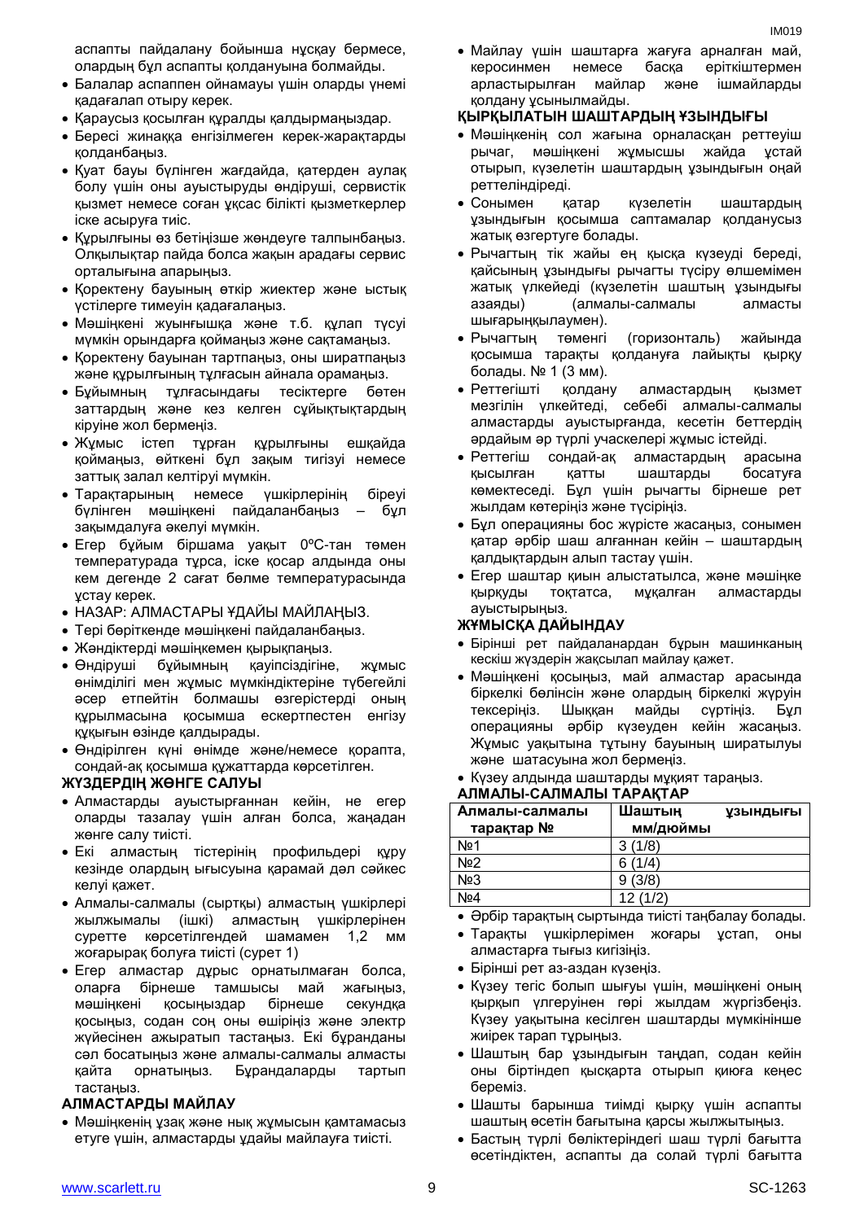аспапты пайдалану бойынша нұсқау бермесе, олардың бұл аспапты қолдануына болмайды.

- Балалар аспаппен ойнамауы үшін оларды үнемі қадағалап отыру керек.
- Қараусыз қосылған құралды қалдырмаңыздар.
- Бересі жинаққа енгізілмеген керек-жарақтарды қолданбаңыз.
- Қуат бауы бүлінген жағдайда, қатерден аулақ болу үшін оны ауыстыруды өндіруші, сервистік қызмет немесе соған ұқсас білікті қызметкерлер іске асыруға тиіс.
- Құрылғыны өз бетіңізше жөндеуге талпынбаңыз. Олқылықтар пайда болса жақын арадағы сервис орталығына апарыңыз.
- Қоректену бауының өткір жиектер және ыстық үстілерге тимеуін қадағалаңыз.
- Мәшіңкені жуынғышқа және т.б. құлап түсуі мүмкін орындарға қоймаңыз және сақтамаңыз.
- Қоректену бауынан тартпаңыз, оны ширатпаңыз және құрылғының тұлғасын айнала орамаңыз.
- Бұйымның тұлғасындағы тесіктерге бөтен заттардың және кез келген сұйықтықтардың кіруіне жол бермеңіз.
- Жұмыс істеп тұрған құрылғыны ешқайда қоймаңыз, өйткені бұл зақым тигізуі немесе заттық залал келтіруі мүмкін.
- Тарақтарының немесе үшкірлерінің біреуі бүлінген мәшіңкені пайдаланбаңыз – бұл зақымдалуға әкелуі мүмкін.
- Егер бұйым біршама уақыт 0ºС-тан төмен температурада тұрса, іске қосар алдында оны кем дегенде 2 сағат бөлме температурасында ұстау керек.
- НАЗАР: АЛМАСТАРЫ ҰДАЙЫ МАЙЛАҢЫЗ.
- Тері бөріткенде мәшіңкені пайдаланбаңыз.
- Жәндіктерді мәшіңкемен қырықпаңыз.
- Өндіруші бұйымның қауіпсіздігіне, жұмыс өнімділігі мен жұмыс мүмкіндіктеріне түбегейлі әсер етпейтін болмашы өзгерістерді оның құрылмасына қосымша ескертпестен енгізу құқығын өзінде қалдырады.
- Өндірілген күні өнімде және/немесе қорапта, сондай-ақ қосымша құжаттарда көрсетілген.

### ЖҮЗДЕРДІҢ ЖӨНГЕ САЛУЫ

- Алмастарды ауыстырғаннан кейін, не егер оларды тазалау үшін алған болса, жаңадан жөнге салу тиісті.
- Екі алмастың тістерінің профильдері құру кезінде олардың ығысуына қарамай дәл сәйкес келуі қажет.
- Алмалы-салмалы (сыртқы) алмастың үшкірлері жылжымалы (ішкі) алмастың үшкірлерінен суретте көрсетілгендей шамамен 1,2 мм жоғарырақ болуға тиісті (сурет 1)
- Егер алмастар дұрыс орнатылмаған болса, оларға бірнеше тамшысы май жағыңыз, мәшіңкені қосыңыздар бірнеше секундқа қосыңыз, содан соң оны өшіріңіз және электр жүйесінен ажыратып тастаңыз. Екі бұранданы сәл босатыңыз және алмалы-салмалы алмасты қайта орнатыңыз. Бұрандаларды тартып тастаңыз.

### АЛМАСТАРДЫ МАЙЛАУ

- Мәшіңкенің ұзақ және нық жұмысын қамтамасыз етуге үшін, алмастарды ұдайы майлауға тиісті.
- Майлау үшін шаштарға жағуға арналған май, керосинмен немесе басқа еріткіштермен арластырылған майлар және ішмайларды қолдану ұсынылмайды.

### ҚЫРҚЫЛАТЫН ШАШТАРДЫҢ ҰЗЫНДЫҒЫ

- Мәшіңкенің сол жағына орналасқан реттеуіш рычаг, мәшіңкені жұмысшы жайда ұстай отырып, күзелетін шаштардың ұзындығын оңай реттеліндіреді.
- Сонымен қатар күзелетін шаштардың ұзындығын қосымша саптамалар қолданусыз жатық өзгертуге болады.
- Рычагтың тік жайы ең қысқа күзеуді береді, қайсының ұзындығы рычагты түсіру өлшемімен жатық үлкейеді (күзелетін шаштың ұзындығы азаяды) (алмалы-салмалы алмасты шығарыңқылаумен).
- Рычагтың төменгі (горизонталь) жайында қосымша тарақты қолдануға лайықты қырқу болады. № 1 (3 мм).
- Реттегішті қолдану алмастардың қызмет мезгілін үлкейтеді, себебі алмалы-салмалы алмастарды ауыстырғанда, кесетін беттердің әрдайым әр түрлі учаскелері жұмыс істейді.
- Реттегіш сондай-ақ алмастардың арасына қысылған қатты шаштарды босатуға көмектеседі. Бұл үшін рычагты бірнеше рет жылдам көтеріңіз және түсіріңіз.
- Бұл операцияны бос жүрісте жасаңыз, сонымен қатар әрбір шаш алғаннан кейін – шаштардың қалдықтардын алып тастау үшін.
- Егер шаштар қиын алыстатылса, және мәшіңке қырқуды тоқтатса, мұқалған алмастарды ауыстырыңыз.

### ЖҰМЫСҚА ДАЙЫНДАУ

- Бірінші рет пайдаланардан бұрын машинканың кескіш жүздерін жақсылап майлау қажет.
- Мәшіңкені қосыңыз, май алмастар арасында біркелкі бөлінсін және олардың біркелкі жүруін тексеріңіз. Шыққан майды сүртіңіз. Бұл операцияны әрбір күзеуден кейін жасаңыз. Жұмыс уақытына тұтыну бауының ширатылуы және шатасуына жол бермеңіз.
- Күзеу алдында шаштарды мұқият тараңыз.

### АЛМАЛЫ-САЛМАЛЫ ТАРАҚТАР

| Алмалы-салмалы тарақтар № | Шаштың ұзындығы мм/дюймы |
|---|---|
| №1 | 3 (1/8) |
| №2 | 6 (1/4) |
| №3 | 9 (3/8) |
| №4 | 12 (1/2) |

- Әрбір тарақтың сыртында тиісті таңбалау болады.
- Тарақты үшкірлерімен жоғары ұстап, оны алмастарға тығыз кигізіңіз.
- Бірінші рет аз-аздан күзеңіз.
- Күзеу тегіс болып шығуы үшін, мәшіңкені оның қырқып үлгеруінен гөрі жылдам жүргізбеңіз. Күзеу уақытына кесілген шаштарды мүмкінше жиірек тарап тұрыңыз.
- Шаштың бар ұзындығын таңдап, содан кейін оны біртіндеп қысқарта отырып қиюға кеңес береміз.
- Шашты барынша тиімді қырқу үшін аспапты шаштың өсетін бағытына қарсы жылжытыңыз.
- Бастың түрлі бөліктеріндегі шаш түрлі бағытта өсетіндіктен, аспапты да солай түрлі бағытта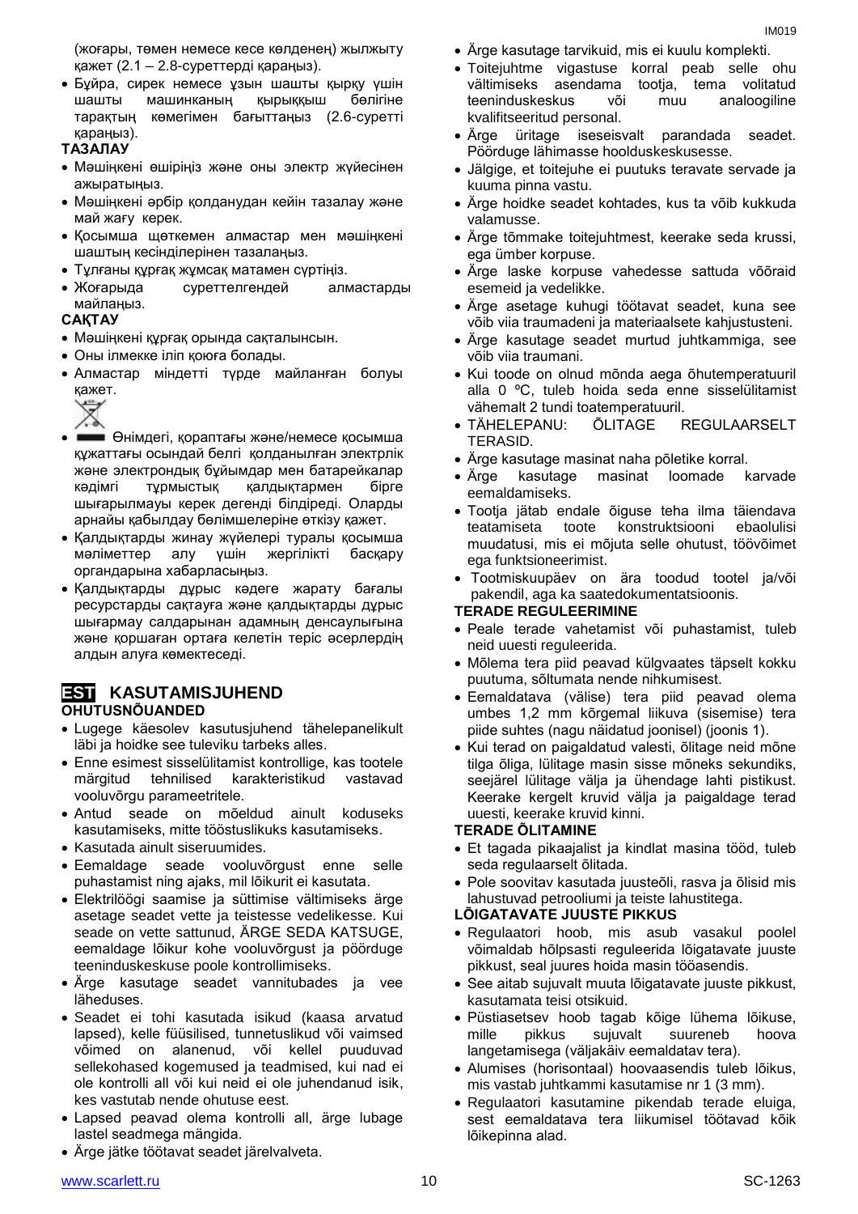(жоғары, төмен немесе кесе көлденең) жылжыту қажет (2.1 – 2.8-суреттерді қараңыз).

- Бұйра, сирек немесе ұзын шашты қырқу үшін шашты машинканың қырыққыш бөлігіне тарақтың көмегімен бағыттаңыз (2.6-суретті қараңыз).

**ТАЗАЛАУ**

- Мәшінкені өшіріңіз және оны электр жүйесінен ажыратыңыз.
- Мәшінкені әрбір қолданудан кейін тазалау және май жағу керек.
- Қосымша щеткемен алмастар мен мәшінкені шаштың кесінділерінен тазалаңыз.
- Тұлғаны құрғақ жұмсақ матамен сүртіңіз.
- Жоғарыда суреттелгендей алмастарды майлаңыз.

**САҚТАУ**

- Мәшінкені құрғақ орында сақталынсын.
- Оны ілмекке іліп қоюға болады.
- Алмастар міндетті түрде майланған болуы қажет.
- Өнімдегі, қораптағы және/немесе қосымша құжаттағы осындай белгі қолданылған электрлік және электрондық бұйымдар мен батарейкалар кәдімгі тұрмыстық қалдықтармен бірге шығарылмауы керек дегенді білдіреді. Оларды арнайы қабылдау бөлімшелеріне өткізу қажет.
- Қалдықтарды жинау жүйелері туралы қосымша мәліметтер алу үшін жергілікті басқару органдарына хабарласыңыз.
- Қалдықтарды дұрыс кәдеге жарату бағалы ресурстарды сақтауға және қалдықтарды дұрыс шығармау салдарынан адамның денсаулығына және қоршаған ортаға келетін теріс әсерлердің алдын алуға көмектеседі.

## EST KASUTAMISJUHEND

**OHUTUSNÕUANDED**

- Lugege käesolev kasutusjuhend tähelepanelikult läbi ja hoidke see tuleviku tarbeks alles.
- Enne esimest sisselülitamist kontrollige, kas tootele märgitud tehnilised karakteristikud vastavad vooluvõrgu parameetritele.
- Antud seade on mõeldud ainult koduseks kasutamiseks, mitte tööstuslikuks kasutamiseks.
- Kasutada ainult siseruumides.
- Eemaldage seade vooluvõrgust enne selle puhastamist ning ajaks, mil lõikurit ei kasutata.
- Elektrilöögi saamise ja süttimise vältimiseks ärge asetage seadet vette ja teistesse vedelikesse. Kui seade on vette sattunud, ÄRGE SEDA KATSUGE, eemaldage lõikur kohe vooluvõrgust ja pöörduge teeninduskeskuse poole kontrollimiseks.
- Ärge kasutage seadet vannitubades ja vee läheduses.
- Seadet ei tohi kasutada isikud (kaasa arvatud lapsed), kelle füüsilised, tunnetuslikud või vaimsed võimed on alanenud, või kellel puuduvad sellekohased kogemused ja teadmised, kui nad ei ole kontrolli all või kui neid ei ole juhendanud isik, kes vastutab nende ohutuse eest.
- Lapsed peavad olema kontrolli all, ärge lubage lastel seadmega mängida.
- Ärge jätke töötavat seadet järelvalveta.
- Ärge kasutage tarvikuid, mis ei kuulu komplekti.
- Toitejuhtme vigastuse korral peab selle ohu vältimiseks asendama tootja, tema volitatud teeninduskeskus või muu analoogiline kvalifitseeritud personal.
- Ärge üritage iseseisvalt parandada seadet. Pöörduge lähimasse hoolduskeskusesse.
- Jälgige, et toitejuhe ei puutuks teravate servade ja kuuma pinna vastu.
- Ärge hoidke seadet kohtades, kus ta võib kukkuda valamusse.
- Ärge tõmmake toitejuhtmest, keerake seda krussi, ega ümber korpuse.
- Ärge laske korpuse vahedesse sattuda võõraid esemeid ja vedelikke.
- Ärge asetage kuhugi töötavat seadet, kuna see võib viia traumadeni ja materiaalsete kahjustusteni.
- Ärge kasutage seadet murtud juhtkammiga, see võib viia traumani.
- Kui toode on olnud mõnda aega õhutemperatuuril alla 0 ºC, tuleb hoida seda enne sisselülitamist vähemalt 2 tundi toatemperatuuril.
- TÄHELEPANU: ÕLITAGE REGULAARSELT TERASID.
- Ärge kasutage masinat naha põletike korral.
- Ärge kasutage masinat loomade karvade eemaldamiseks.
- Tootja jätab endale õiguse teha ilma täiendava teatamiseta toote konstruktsiooni ebaolulisi muudatusi, mis ei mõjuta selle ohutust, töövõimet ega funktsioneerimist.
- Tootmiskuupäev on ära toodud tootel ja/või pakendil, aga ka saatedokumentatsioonis.

**TERADE REGULEERIMINE**

- Peale terade vahetamist või puhastamist, tuleb neid uuesti reguleerida.
- Mõlema tera piid peavad külgvaates täpselt kokku puutuma, sõltumata nende nihkumisest.
- Eemaldatava (välise) tera piid peavad olema umbes 1,2 mm kõrgemal liikuva (sisemise) tera piide suhtes (nagu näidatud joonisel) (joonis 1).
- Kui terad on paigaldatud valesti, õlitage neid mõne tilga õliga, lülitage masin sisse mõneks sekundiks, seejärel lülitage välja ja ühendage lahti pistikust. Keerake kergelt kruvid välja ja paigaldage terad uuesti, keerake kruvid kinni.

**TERADE ÕLITAMINE**

- Et tagada pikaajalist ja kindlat masina tööd, tuleb seda regulaarselt õlitada.
- Pole soovitav kasutada juusteõli, rasva ja õlisid mis lahustuvad petrooliumi ja teiste lahustitega.

**LÕIGATAVATE JUUSTE PIKKUS**

- Regulaatori hoob, mis asub vasakul poolel võimaldab hõlpsasti reguleerida lõigatavate juuste pikkust, seal juures hoida masin tööasendis.
- See aitab sujuvalt muuta lõigatavate juuste pikkust, kasutamata teisi otsikuid.
- Püstiasetsev hoob tagab kõige lühema lõikuse, mille pikkus sujuvalt suureneb hoova langetamisega (väljakäiv eemaldatav tera).
- Alumises (horisontaal) hoovaasendis tuleb lõikus, mis vastab juhtkammi kasutamise nr 1 (3 mm).
- Regulaatori kasutamine pikendab terade eluiga, sest eemaldatava tera liikumisel töötavad kõik lõikepinna alad.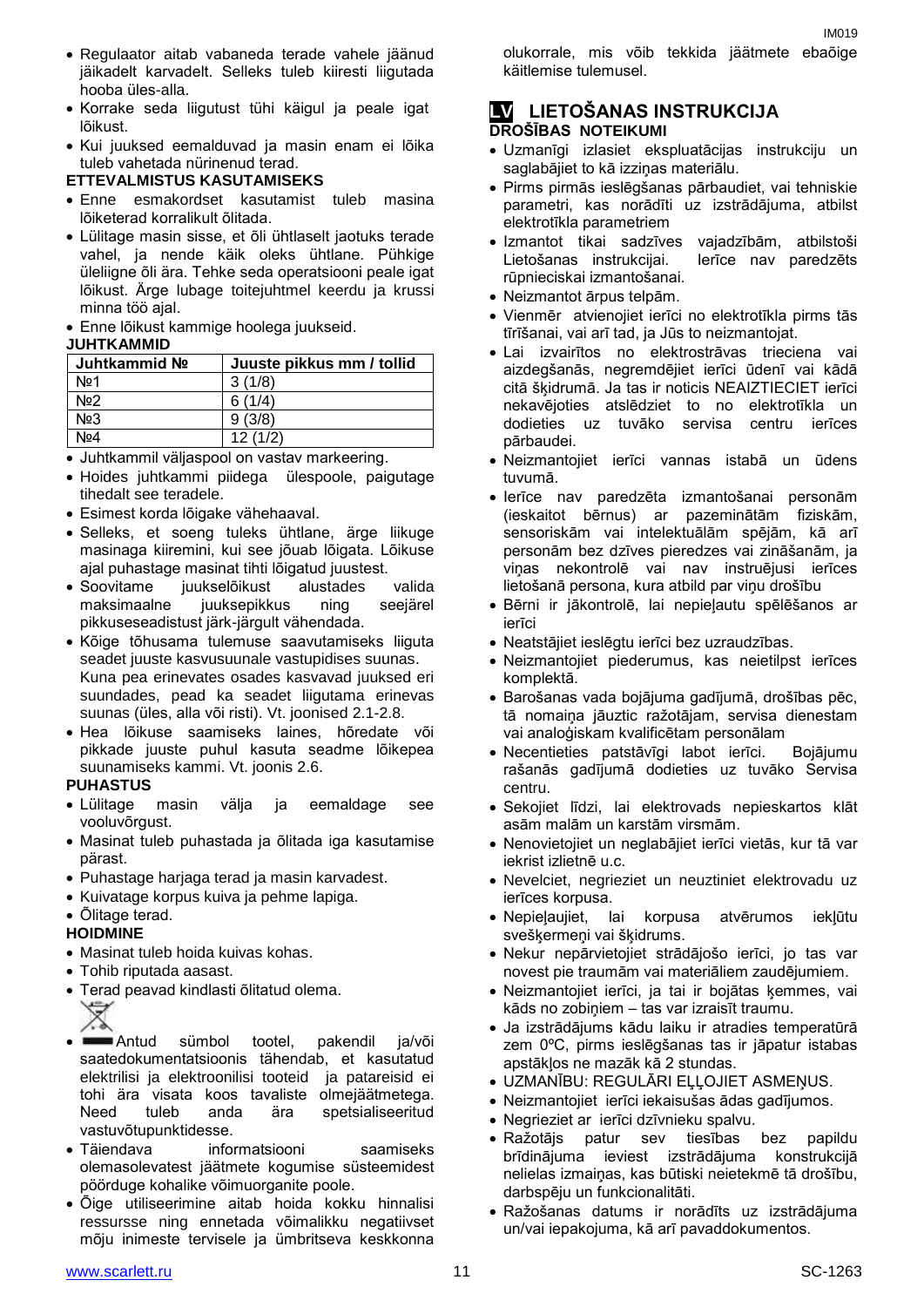- Regulaator aitab vabaneda terade vahele jäänud jäikadelt karvadelt. Selleks tuleb kiiresti liigutada hooba üles-alla.
- Korrake seda liigutust tühi käigul ja peale igat lõikust.
- Kui juuksed eemalduvad ja masin enam ei lõika tuleb vahetada nürinenud terad.

**ETTEVALMISTUS KASUTAMISEKS**

- Enne esmakordset kasutamist tuleb masina lõiketerad korralikult õlitada.
- Lülitage masin sisse, et õli ühtlaselt jaotuks terade vahel, ja nende käik oleks ühtlane. Pühkige üleliigne õli ära. Tehke seda operatsiooni peale igat lõikust. Ärge lubage toitejuhtmel keerdu ja krussi minna töö ajal.
- Enne lõikust kammige hoolega juukseid.

**JUHTKAMMID**

| Juhtkammid № | Juuste pikkus mm / tollid |
|---|---|
| №1 | 3 (1/8) |
| №2 | 6 (1/4) |
| №3 | 9 (3/8) |
| №4 | 12 (1/2) |

- Juhtkammil väljaspool on vastav markeering.
- Hoides juhtkammi piidega ülespoole, paigutage tihedalt see teradele.
- Esimest korda lõigake vähehaaval.
- Selleks, et soeng tuleks ühtlane, ärge liikuge masinaga kiiremini, kui see jõuab lõigata. Lõikuse ajal puhastage masinat tihti lõigatud juustest.
- Soovitame juukselõikust alustades valida maksimaalne juuksepikkus ning seejärel pikkuseseadistust järk-järgult vähendada.
- Kõige tõhusama tulemuse saavutamiseks liiguta seadet juuste kasvusuunale vastupidises suunas. Kuna pea erinevates osades kasvavad juuksed eri suundades, pead ka seadet liigutama erinevas suunas (üles, alla või risti). Vt. joonised 2.1-2.8.
- Hea lõikuse saamiseks laines, hõredate või pikkade juuste puhul kasuta seadme lõikepea suunamiseks kammi. Vt. joonis 2.6.

**PUHASTUS**

- Lülitage masin välja ja eemaldage see vooluvõrgust.
- Masinat tuleb puhastada ja õlitada iga kasutamise pärast.
- Puhastage harjaga terad ja masin karvadest.
- Kuivatage korpus kuiva ja pehme lapiga.
- Õlitage terad.

**HOIDMINE**

- Masinat tuleb hoida kuivas kohas.
- Tohib riputada aasast.
- Terad peavad kindlasti õlitatud olema.
- Antud sümbol tootel, pakendil ja/või saatedokumentatsioonis tähendab, et kasutatud elektrilisi ja elektroonilisi tooteid ja patareisid ei tohi ära visata koos tavaliste olmejäätmetega. Need tuleb anda ära spetsialiseeritud vastuvõtupunktidesse.
- Täiendava informatsiooni saamiseks olemasolevatest jäätmete kogumise süsteemidest pöörduge kohalike võimuorganite poole.
- Õige utiliseerimine aitab hoida kokku hinnalisi ressursse ning ennetada võimalikku negatiivset mõju inimeste tervisele ja ümbritseva keskkonna olukorrale, mis võib tekkida jäätmete ebaõige käitlemise tulemusel.

## LV LIETOŠANAS INSTRUKCIJA

**DROŠĪBAS NOTEIKUMI**

- Uzmanīgi izlasiet ekspluatācijas instrukciju un saglabājiet to kā izziņas materiālu.
- Pirms pirmās ieslēgšanas pārbaudiet, vai tehniskie parametri, kas norādīti uz izstrādājuma, atbilst elektrotīkla parametriem
- Izmantot tikai sadzīves vajadzībām, atbilstoši Lietošanas instrukcijai. Ierīce nav paredzēts rūpnieciskai izmantošanai.
- Neizmantot ārpus telpām.
- Vienmēr atvienojiet ierīci no elektrotīkla pirms tās tīrīšanai, vai arī tad, ja Jūs to neizmantojat.
- Lai izvairītos no elektrostrāvas trieciena vai aizdegšanās, negremdējiet ierīci ūdenī vai kādā citā šķidrumā. Ja tas ir noticis NEAIZTIECIET ierīci nekavējoties atslēdziet to no elektrotīkla un dodieties uz tuvāko servisa centru ierīces pārbaudei.
- Neizmantojiet ierīci vannas istabā un ūdens tuvumā.
- Ierīce nav paredzēta izmantošanai personām (ieskaitot bērnus) ar pazeminātām fiziskām, sensoriskām vai intelektuālām spējām, kā arī personām bez dzīves pieredzes vai zināšanām, ja viņas nekontrolē vai nav instruējusi ierīces lietošanā persona, kura atbild par viņu drošību
- Bērni ir jākontrolē, lai nepieļautu spēlēšanos ar ierīci
- Neatstājiet ieslēgtu ierīci bez uzraudzības.
- Neizmantojiet piederumus, kas neietilpst ierīces komplektā.
- Barošanas vada bojājuma gadījumā, drošības pēc, tā nomaiņa jāuztic ražotājam, servisa dienestam vai analoģiskam kvalificētam personālam
- Necentieties patstāvīgi labot ierīci. Bojājumu rašanās gadījumā dodieties uz tuvāko Servisa centru.
- Sekojiet līdzi, lai elektrovads nepieskartos klāt asām malām un karstām virsmām.
- Nenovietojiet un neglabājiet ierīci vietās, kur tā var iekrist izlietnē u.c.
- Nevelciet, negrieziet un neuztiniet elektrovadu uz ierīces korpusa.
- Nepieļaujiet, lai korpusa atvērumos iekļūtu svešķermeņi vai šķidrums.
- Nekur nepārvietojiet strādājošo ierīci, jo tas var novest pie traumām vai materiāliem zaudējumiem.
- Neizmantojiet ierīci, ja tai ir bojātas ķemmes, vai kāds no zobiņiem – tas var izraisīt traumu.
- Ja izstrādājums kādu laiku ir atradies temperatūrā zem 0ºC, pirms ieslēgšanas tas ir jāpatur istabas apstākļos ne mazāk kā 2 stundas.
- UZMANĪBU: REGULĀRI EĻĻOJIET ASMEŅUS.
- Neizmantojiet ierīci iekaisušas ādas gadījumos.
- Negrieziet ar ierīci dzīvnieku spalvu.
- Ražotājs patur sev tiesības bez papildu brīdinājuma ieviest izstrādājuma konstrukcijā nelielas izmaiņas, kas būtiski neietekmē tā drošību, darbspēju un funkcionalitāti.
- Ražošanas datums ir norādīts uz izstrādājuma un/vai iepakojuma, kā arī pavaddokumentos.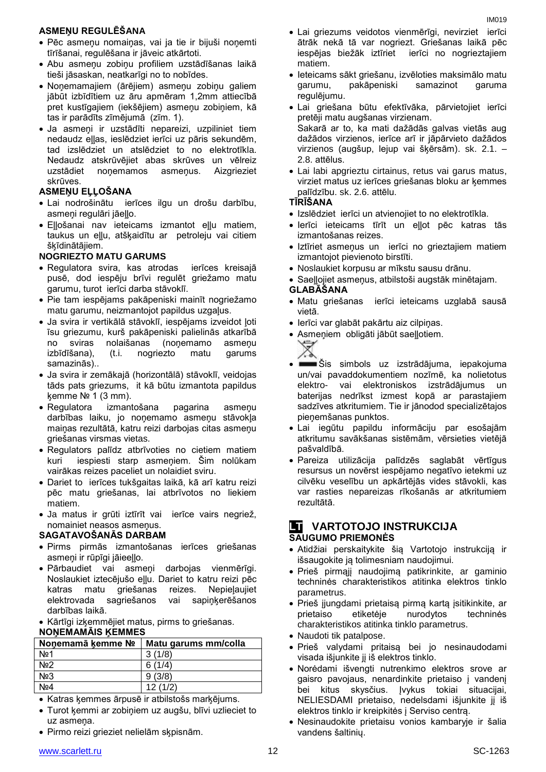### ASMEŅU REGULĒŠANA

- Pēc asmeņu nomaiņas, vai ja tie ir bijuši noņemti tīrīšanai, regulēšana ir jāveic atkārtoti.
- Abu asmeņu zobiņu profiliem uzstādīšanas laikā tieši jāsaskan, neatkarīgi no to nobīdes.
- Noņemamajiem (ārējiem) asmeņu zobiņu galiem jābūt izbīdītiem uz āru apmēram 1,2mm attiecībā pret kustīgajiem (iekšējiem) asmeņu zobiņiem, kā tas ir parādīts zīmējumā (zīm. 1).
- Ja asmeņi ir uzstādīti nepareizi, uzpiliniet tiem nedaudz eļļas, ieslēdziet ierīci uz pāris sekundēm, tad izslēdziet un atslēdziet to no elektrotīkla. Nedaudz atskrūvējiet abas skrūves un vēlreiz uzstādiet noņemamos asmeņus. Aizgrieziet skrūves.

### ASMEŅU EĻĻOŠANA

- Lai nodrošinātu ierīces ilgu un drošu darbību, asmeņi regulāri jāeļļo.
- Eļļošanai nav ieteicams izmantot eļļu matiem, taukus un eļļu, atšķaidītu ar petroleju vai citiem šķidinātājiem.

### NOGRIEZTO MATU GARUMS

- Regulatora svira, kas atrodas ierīces kreisajā pusē, dod iespēju brīvi regulēt griežamo matu garumu, turot ierīci darba stāvoklī.
- Pie tam iespējams pakāpeniski mainīt nogriežamo matu garumu, neizmantojot papildus uzgaļus.
- Ja svira ir vertikālā stāvoklī, iespējams izveidot ļoti īsu griezumu, kurš pakāpeniski palielinās atkarībā no sviras nolaišanas (noņemamo asmeņu izbīdīšana), (t.i. nogriezto matu garums samazinās)..
- Ja svira ir zemākajā (horizontālā) stāvoklī, veidojas tāds pats griezums, it kā būtu izmantota papildus ķemme № 1 (3 mm).
- Regulatora izmantošana pagarina asmeņu darbības laiku, jo noņemamo asmeņ stāvokļa maiņas rezultātā, katru reizi darbojas citas asmeņu griešanas virsmas vietas.
- Regulators palīdz atbrīvoties no cietiem matiem kuri iespiesti starp asmeņiem. Šim nolūkam vairākas reizes paceliet un nolaidiet sviru.
- Dariet to ierīces tukšgaitas laikā, kā arī katru reizi pēc matu griešanas, lai atbrīvotos no liekiem matiem.
- Ja matus ir grūti iztīrīt vai ierīce vairs negriež, nomainiet neasos asmeņus.

### SAGATAVOŠANĀS DARBAM

- Pirms pirmās izmantošanas ierīces griešanas asmeņi ir rūpīgi jāieeļļo.
- Pārbaudiet vai asmeņi darbojas vienmērīgi. Noslaukiet iztecējušo eļļu. Dariet to katru reizi pēc katras matu griešanas reizes. Nepieļaujiet elektrovada sagriešanos vai sapiņķerēšanos darbības laikā.
- Kārtīgi izķemmējiet matus, pirms to griešanas.

### NOŅEMAMĀIS ĶEMMES

| Noņemamā ķemme № | Matu garums mm/colla |
|---|---|
| №1 | 3 (1/8) |
| №2 | 6 (1/4) |
| №3 | 9 (3/8) |
| №4 | 12 (1/2) |

- Katras ķemmes ārpusē ir atbilstošs marķējums.
- Turot ķemmi ar zobiņiem uz augšu, blīvi uzlieciet to uz asmeņa.
- Pirmo reizi grieziet nelielām šķipsnām.
- Lai griezums veidotos vienmērīgi, nevirziet ierīci ātrāk nekā tā var nogriezt. Griešanas laikā pēc iespējas biežāk iztīriet ierīci no nogrieztajiem matiem.
- Ieteicams sākt griešanu, izvēloties maksimālo matu garumu, pakāpeniski samazinot garuma regulējumu.
- Lai griešana būtu efektīvāka, pārvietojiet ierīci pretēji matu augšanas virzienam.
  Sakarā ar to, ka mati dažādās galvas vietās aug dažādos virzienos, ierīce arī ir jāpārvieto dažādos virzienos (augšup, lejup vai šķērsām). sk. 2.1. – 2.8. attēlus.
- Lai labi apgrieztu cirtainus, retus vai garus matus, virziet matus uz ierīces griešanas bloku ar ķemmes palīdzību. sk. 2.6. attēlu.

### TĪRĪŠANA

- Izslēdziet ierīci un atvienojiet to no elektrotīkla.
- Ierīci ieteicams tīrīt un eļļot pēc katras tās izmantošanas reizes.
- Iztīriet asmeņus un ierīci no grieztajiem matiem izmantojot pievienoto birstīti.
- Noslaukiet korpusu ar mīkstu sausu drānu.
- Saeļļojiet asmeņus, atbilstoši augstāk minētajam.

### GLABĀŠANA

- Matu griešanas ierīci ieteicams uzglabāt sausā vietā.
- Ierīci var glabāt pakārtu aiz cilpiņas.
- Asmeņiem obligāti jābūt saeļļotiem.
- Šis simbols uz izstrādājuma, iepakojuma un/vai pavaddokumentiem nozīmē, ka nolietotus elektro- vai elektroniskos izstrādājumus un baterijas nedrīkst izmest kopā ar parastajiem sadzīves atkritumiem. Tie ir jānodod specializētajos pieņemšanas punktos.
- Lai iegūtu papildu informāciju par esošajām atkritumu savākšanas sistēmām, vērsieties vietējā pašvaldībā.
- Pareiza utilizācija palīdzēs saglabāt vērtīgus resursus un novērst iespējamo negatīvo ietekmi uz cilvēku veselību un apkārtējās vides stāvokli, kas var rasties nepareizas rīkošanās ar atkritumiem rezultātā.

## LT VARTOTOJO INSTRUKCIJA

### SAUGUMO PRIEMONĖS

- Atidžiai perskaitykite šią Vartotojo instrukciją ir išsaugokite ją tolimesniam naudojimui.
- Prieš pirmąjį naudojimą patikrinkite, ar gaminio techninės charakteristikos atitinka elektros tinklo parametrus.
- Prieš įjungdami prietaisą pirmą kartą įsitikinkite, ar prietaiso etiketėje nurodytos techninės charakteristikos atitinka tinklo parametrus.
- Naudoti tik patalpose.
- Prieš valydami pritaisą bei jo nesinaudodami visada išjunkite jį iš elektros tinklo.
- Norėdami išvengti nutrenkimo elektros srove ar gaisro pavojaus, nenardinkite prietaiso į vandenį bei kitus skysčius. Įvykus tokiai situacijai, NELIESDAMI prietaiso, nedelsdami išjunkite jį iš elektros tinklo ir kreipkitės į Serviso centrą.
- Nesinaudokite prietaisu vonios kambaryje ir šalia vandens šaltinių.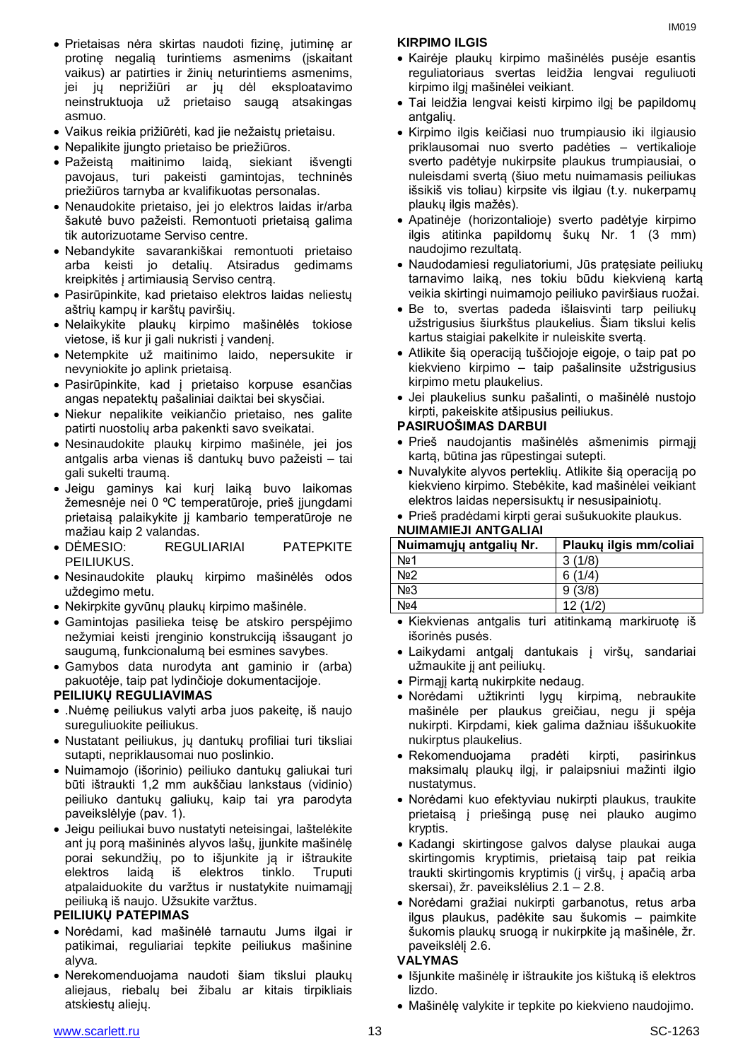- Prietaisas nėra skirtas naudoti fizinę, jutiminę ar protinę negalią turintiems asmenims (įskaitant vaikus) ar patirties ir žinių neturintiems asmenims, jei jų neprižiūri ar jų dėl eksploatavimo neinstruktuoja už prietaiso saugą atsakingas asmuo.
- Vaikus reikia prižiūrėti, kad jie nežaistų prietaisu.
- Nepalikite įjungto prietaiso be priežiūros.
- Pažeistą maitinimo laidą, siekiant išvengti pavojaus, turi pakeisti gamintojas, techninės priežiūros tarnyba ar kvalifikuotas personalas.
- Nenaudokite prietaiso, jei jo elektros laidas ir/arba šakutė buvo pažeisti. Remontuoti prietaisą galima tik autorizuotame Serviso centre.
- Nebandykite savarankiškai remontuoti prietaiso arba keisti jo detalių. Atsiradus gedimams kreipkitės į artimiausią Serviso centrą.
- Pasirūpinkite, kad prietaiso elektros laidas neliestų aštrių kampų ir karštų paviršių.
- Nelaikykite plaukų kirpimo mašinėlės tokiose vietose, iš kur ji gali nukristi į vandenį.
- Netempkite už maitinimo laido, nepersukite ir nevyniokite jo aplink prietaisą.
- Pasirūpinkite, kad į prietaiso korpuse esančias angas nepatektų pašaliniai daiktai bei skysčiai.
- Niekur nepalikite veikiančio prietaiso, nes galite patirti nuostolių arba pakenkti savo sveikatai.
- Nesinaudokite plaukų kirpimo mašinėle, jei jos antgalis arba vienas iš dantukų buvo pažeisti – tai gali sukelti traumą.
- Jeigu gaminys kai kurį laiką buvo laikomas žemesnėje nei 0 ºC temperatūroje, prieš įjungdami prietaisą palaikykite jį kambario temperatūroje ne mažiau kaip 2 valandas.
- DĖMESIO: REGULIARIAI PATEPKITE PEILIUKUS.
- Nesinaudokite plaukų kirpimo mašinėlės odos uždegimo metu.
- Nekirpkite gyvūnų plaukų kirpimo mašinėle.
- Gamintojas pasilieka teisę be atskiro perspėjimo nežymiai keisti įrenginio konstrukciją išsaugant jo saugumą, funkcionalumą bei esmines savybes.
- Gamybos data nurodyta ant gaminio ir (arba) pakuotėje, taip pat lydinčioje dokumentacijoje.

**PEILIUKŲ REGULIAVIMAS**

- .Nuėmę peiliukus valyti arba juos pakeitę, iš naujo sureguliuokite peiliukus.
- Nustatant peiliukus, jų dantukų profiliai turi tiksliai sutapti, nepriklausomai nuo poslinkio.
- Nuimamojo (išorinio) peiliuko dantukų galiukai turi būti ištraukti 1,2 mm aukščiau lankstaus (vidinio) peiliuko dantukų galiukų, kaip tai yra parodyta paveikslėlyje (pav. 1).
- Jeigu peiliukai buvo nustatyti neteisingai, laštelėkite ant jų porą mašininės alyvos lašų, įjunkite mašinėlę porai sekundžių, po to išjunkite ją ir ištraukite elektros laidą iš elektros tinklo. Truputi atpalaiduokite du varžtus ir nustatykite nuimamąjį peiliuką iš naujo. Užsukite varžtus.

**PEILIUKŲ PATEPIMAS**

- Norėdami, kad mašinėlė tarnautu Jums ilgai ir patikimai, reguliariai tepkite peiliukus mašinine alyva.
- Nerekomenduojama naudoti šiam tikslui plaukų aliejaus, riebalų bei žibalu ar kitais tirpikliais atskiestų aliejų.

**KIRPIMO ILGIS**

- Kairėje plaukų kirpimo mašinėlės pusėje esantis reguliatoriaus svertas leidžia lengvai reguliuoti kirpimo ilgį mašinėlei veikiant.
- Tai leidžia lengvai keisti kirpimo ilgį be papildomų antgalių.
- Kirpimo ilgis keičiasi nuo trumpiausio iki ilgiausio priklausomai nuo sverto padėties – vertikalioje sverto padėtyje nukirpsite plaukus trumpiausiai, o nuleisdami svertą (šiuo metu nuimamasis peiliukas išsikiš vis toliau) kirpsite vis ilgiau (t.y. nukerpamų plaukų ilgis mažės).
- Apatinėje (horizontalioje) sverto padėtyje kirpimo ilgis atitinka papildomų šukų Nr. 1 (3 mm) naudojimo rezultatą.
- Naudodamiesi reguliatoriumi, Jūs pratęsiate peiliukų tarnavimo laiką, nes tokiu būdu kiekvieną kartą veikia skirtingi nuimamojo peiliuko paviršiaus ruožai.
- Be to, svertas padeda išlaisvinti tarp peiliukų užstrigusius šiurkštus plaukelius. Šiam tikslui kelis kartus staigiai pakelkite ir nuleiskite svertą.
- Atlikite šią operaciją tuščiojoje eigoje, o taip pat po kiekvieno kirpimo – taip pašalinsite užstrigusius kirpimo metu plaukelius.
- Jei plaukelius sunku pašalinti, o mašinėlė nustojo kirpti, pakeiskite atšipusius peiliukus.

**PASIRUOŠIMAS DARBUI**

- Prieš naudojantis mašinėlės ašmenimis pirmąjį kartą, būtina jas rūpestingai sutepti.
- Nuvalykite alyvos perteklių. Atlikite šią operaciją po kiekvieno kirpimo. Stebėkite, kad mašinėlei veikiant elektros laidas nepersisuktų ir nesusipainiotų.
- Prieš pradėdami kirpti gerai sušukuokite plaukus.

**NUIMAMIEJI ANTGALIAI**

| Nuimamųjų antgalių Nr. | Plaukų ilgis mm/coliai |
|---|---|
| №1 | 3 (1/8) |
| №2 | 6 (1/4) |
| №3 | 9 (3/8) |
| №4 | 12 (1/2) |

- Kiekvienas antgalis turi atitinkamą markiruotę iš išorinės pusės.
- Laikydami antgalį dantukais į viršų, sandariai užmaukite jį ant peiliukų.
- Pirmąjį kartą nukirpkite nedaug.
- Norėdami užtikrinti lygų kirpimą, nebraukite mašinėle per plaukus greičiau, negu ji spėja nukirpti. Kirpdami, kiek galima dažniau iššukuokite nukirptus plaukelius.
- Rekomenduojama pradėti kirpti, pasirinkus maksimalų plaukų ilgį, ir palaipsniui mažinti ilgio nustatymus.
- Norėdami kuo efektyviau nukirpti plaukus, traukite prietaisą į priešingą pusę nei plauko augimo kryptis.
- Kadangi skirtingose galvos dalyse plaukai auga skirtingomis kryptimis, prietaisą taip pat reikia traukti skirtingomis kryptimis (į viršų, į apačią arba skersai), žr. paveikslėlius 2.1 – 2.8.
- Norėdami gražiai nukirpti garbanotus, retus arba ilgus plaukus, padėkite sau šukomis – paimkite šukomis plaukų sruogą ir nukirpkite ją mašinėle, žr. paveikslėlį 2.6.

**VALYMAS**

- Išjunkite mašinėlę ir ištraukite jos kištuką iš elektros lizdo.
- Mašinėlę valykite ir tepkite po kiekvieno naudojimo.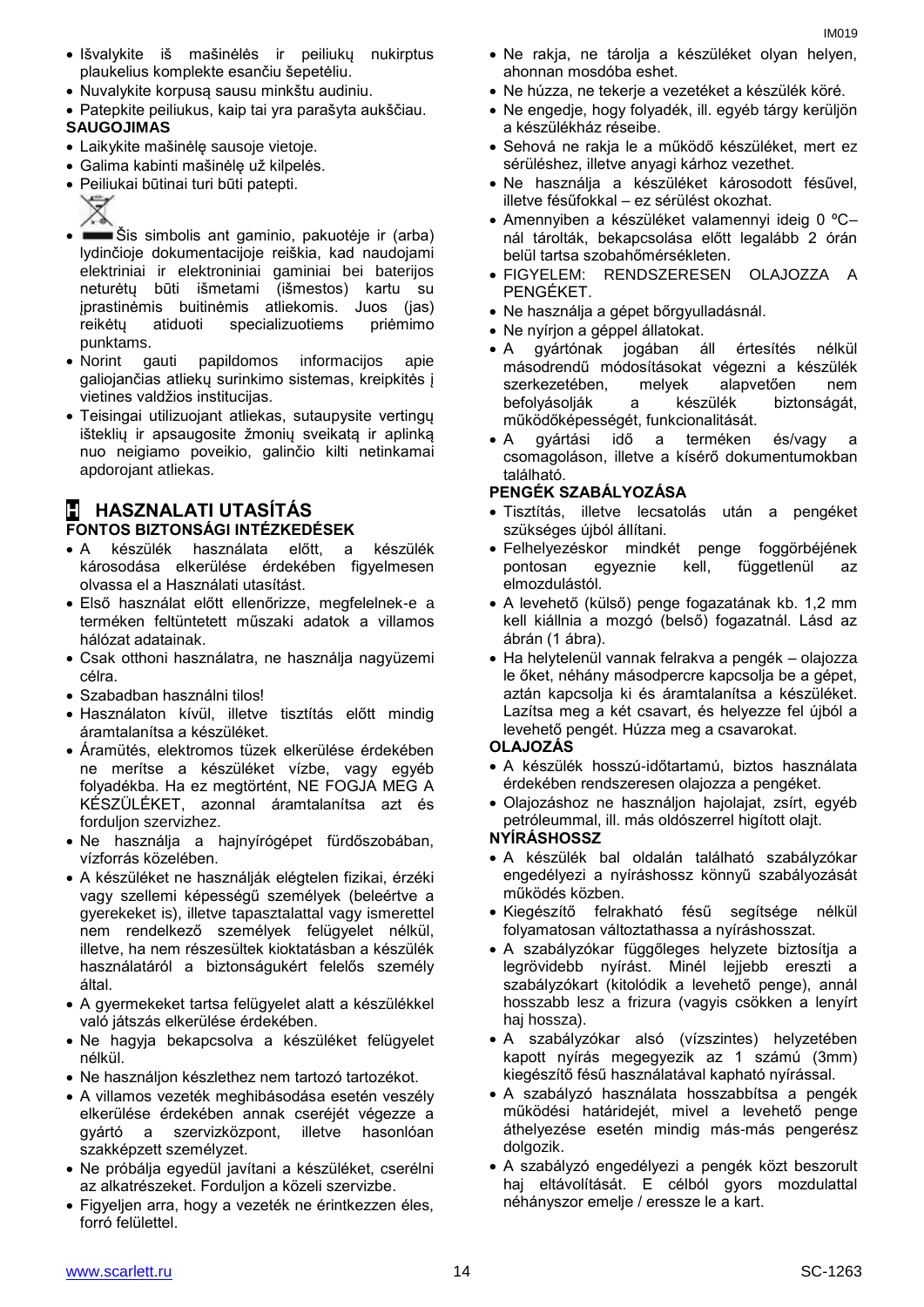- Išvalykite iš mašinėlės ir peiliukų nukirptus plaukelius komplekte esančiu šepetėliu.
- Nuvalykite korpusą sausu minkštu audiniu.
- Patepkite peiliukus, kaip tai yra parašyta aukščiau.

**SAUGOJIMAS**

- Laikykite mašinėlę sausoje vietoje.
- Galima kabinti mašinėlę už kilpelės.
- Peiliukai būtinai turi būti patepti.
- Šis simbolis ant gaminio, pakuotėje ir (arba) lydinčioje dokumentacijoje reiškia, kad naudojami elektriniai ir elektroniniai gaminiai bei baterijos neturėtų būti išmetami (išmestos) kartu su įprastinėmis buitinėmis atliekomis. Juos (jas) reikėtų atiduoti specializuotiems priėmimo punktams.
- Norint gauti papildomos informacijos apie galiojančias atliekų surinkimo sistemas, kreipkitės į vietines valdžios institucijas.
- Teisingai utilizuojant atliekas, sutaupysite vertingų išteklių ir apsaugosite žmonių sveikatą ir aplinką nuo neigiamo poveikio, galinčio kilti netinkamai apdorojant atliekas.

## H HASZNALATI UTASÍTÁS

**FONTOS BIZTONSÁGI INTÉZKEDÉSEK**

- A készülék használata előtt, a készülék károsodása elkerülése érdekében figyelmesen olvassa el a Használati utasítást.
- Első használat előtt ellenőrizze, megfelelnek-e a terméken feltüntetett műszaki adatok a villamos hálózat adatainak.
- Csak otthoni használatra, ne használja nagyüzemi célra.
- Szabadban használni tilos!
- Használaton kívül, illetve tisztítás előtt mindig áramtalanítsa a készüléket.
- Áramütés, elektromos tüzek elkerülése érdekében ne merítse a készüléket vízbe, vagy egyéb folyadékba. Ha ez megtörtént, NE FOGJA MEG A KÉSZÜLÉKET, azonnal áramtalanítsa azt és forduljon szervizhez.
- Ne használja a hajnyírógépet fürdőszobában, vízforrás közelében.
- A készüléket ne használják elégtelen fizikai, érzéki vagy szellemi képességű személyek (beleértve a gyerekeket is), illetve tapasztalattal vagy ismerettel nem rendelkező személyek felügyelet nélkül, illetve, ha nem részesültek kioktatásban a készülék használatáról a biztonságukért felelős személy által.
- A gyermekeket tartsa felügyelet alatt a készülékkel való játszás elkerülése érdekében.
- Ne hagyja bekapcsolva a készüléket felügyelet nélkül.
- Ne használjon készlethez nem tartozó tartozékot.
- A villamos vezeték meghibásodása esetén veszély elkerülése érdekében annak cseréjét végezze a gyártó a szervizközpont, illetve hasonlóan szakképzett személyzet.
- Ne próbálja egyedül javítani a készüléket, cserélni az alkatrészeket. Forduljon a közeli szervizbe.
- Figyeljen arra, hogy a vezeték ne érintkezzen éles, forró felülettel.
- Ne rakja, ne tárolja a készüléket olyan helyen, ahonnan mosdóba eshet.
- Ne húzza, ne tekerje a vezetéket a készülék köré.
- Ne engedje, hogy folyadék, ill. egyéb tárgy kerüljön a készülékház réseibe.
- Sehová ne rakja le a működő készüléket, mert ez sérüléshez, illetve anyagi kárhoz vezethet.
- Ne használja a készüléket károsodott fésűvel, illetve fésűfokkal – ez sérülést okozhat.
- Amennyiben a készüléket valamennyi ideig 0 ºC–nál tárolták, bekapcsolása előtt legalább 2 órán belül tartsa szobahőmérsékleten.
- FIGYELEM: RENDSZERESEN OLAJOZZA A PENGÉKET.
- Ne használja a gépet bőrgyulladásnál.
- Ne nyírjon a géppel állatokat.
- A gyártónak jogában áll értesítés nélkül másodrendű módosításokat végezni a készülék szerkezetében, melyek alapvetően nem befolyásolják a készülék biztonságát, működőképességét, funkcionalitását.
- A gyártási idő a terméken és/vagy a csomagoláson, illetve a kísérő dokumentumokban található.

**PENGÉK SZABÁLYOZÁSA**

- Tisztítás, illetve lecsatolás után a pengéket szükséges újból állítani.
- Felhelyezéskor mindkét penge foggörbéjének pontosan egyeznie kell, függetlenül az elmozdulástól.
- A levehető (külső) penge fogazatának kb. 1,2 mm kell kiállnia a mozgó (belső) fogazatnál. Lásd az ábrán (1 ábra).
- Ha helytelenül vannak felrakva a pengék – olajozza le őket, néhány másodpercre kapcsolja be a gépet, aztán kapcsolja ki és áramtalanítsa a készüléket. Lazítsa meg a két csavart, és helyezze fel újból a levehető pengét. Húzza meg a csavarokat.

**OLAJOZÁS**

- A készülék hosszú-időtartamú, biztos használata érdekében rendszeresen olajozza a pengéket.
- Olajozáshoz ne használjon hajolajat, zsírt, egyéb petróleummal, ill. más oldószerrel hígított olajt.

**NYÍRÁSHOSSZ**

- A készülék bal oldalán található szabályzókar engedélyezi a nyíráshossz könnyű szabályozását működés közben.
- Kiegészítő felrakható fésű segítsége nélkül folyamatosan változtathassa a nyíráshosszat.
- A szabályzókar függőleges helyzete biztosítja a legrövidebb nyírást. Minél lejjebb ereszti a szabályzókart (kitolódik a levehető penge), annál hosszabb lesz a frizura (vagyis csökken a lenyírt haj hossza).
- A szabályzókar alsó (vízszintes) helyzetében kapott nyírás megegyezik az 1 számú (3mm) kiegészítő fésű használatával kapható nyírással.
- A szabályzó használata hosszabbítsa a pengék működési határidejét, mivel a levehető penge áthelyezése esetén mindig más-más pengerész dolgozik.
- A szabályzó engedélyezi a pengék közt beszorult haj eltávolítását. E célból gyors mozdulattal néhányszor emelje / eressze le a kart.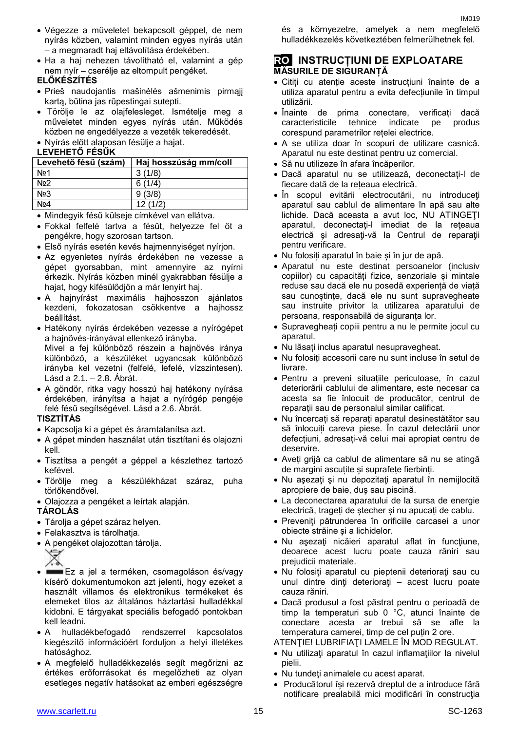- Végezze a műveletet bekapcsolt géppel, de nem nyírás közben, valamint minden egyes nyírás után – a megmaradt haj eltávolítása érdekében.
- Ha a haj nehezen távolítható el, valamint a gép nem nyír – cserélje az eltompult pengéket.

**ELŐKÉSZÍTÉS**

- Prieš naudojantis mašinėlės ašmenimis pirmąjį kartą, būtina jas rūpestingai sutepti.
- Törölje le az olajfelesleget. Ismételje meg a műveletet minden egyes nyírás után. Működés közben ne engedélyezze a vezeték tekeredését.
- Nyírás előtt alaposan fésülje a hajat.

**LEVEHETŐ FÉSŰK**

| Levehető fésű (szám) | Haj hosszúság mm/coll |
|---|---|
| №1 | 3 (1/8) |
| №2 | 6 (1/4) |
| №3 | 9 (3/8) |
| №4 | 12 (1/2) |

- Mindegyik fésű külseje címkével van ellátva.
- Fokkal felfelé tartva a fésűt, helyezze fel őt a pengékre, hogy szorosan tartson.
- Első nyírás esetén kevés hajmennyiséget nyírjon.
- Az egyenletes nyírás érdekében ne vezesse a gépet gyorsabban, mint amennyire az nyírni érkezik. Nyírás közben minél gyakrabban fésülje a hajat, hogy kifésülődjön a már lenyírt haj.
- A hajnyírást maximális hajhosszon ajánlatos kezdeni, fokozatosan csökkentve a hajhossz beállítást.
- Hatékony nyírás érdekében vezesse a nyírógépet a hajnövés-irányával ellenkező irányba.
  Mivel a fej különböző részein a hajnövés iránya különböző, a készüléket ugyancsak különböző irányba kel vezetni (felfelé, lefelé, vízszintesen). Lásd a 2.1. – 2.8. Ábrát.
- A göndör, ritka vagy hosszú haj hatékony nyírása érdekében, irányítsa a hajat a nyírógép pengéje felé fésű segítségével. Lásd a 2.6. Ábrát.

**TISZTÍTÁS**

- Kapcsolja ki a gépet és áramtalanítsa azt.
- A gépet minden használat után tisztítani és olajozni kell.
- Tisztítsa a pengét a géppel a készlethez tartozó kefével.
- Törölje meg a készülékházat száraz, puha törlőkendővel.
- Olajozza a pengéket a leírtak alapján.

**TÁROLÁS**

- Tárolja a gépet száraz helyen.
- Felakasztva is tárolhatja.
- A pengéket olajozottan tárolja.
- Ez a jel a terméken, csomagoláson és/vagy kísérő dokumentumokon azt jelenti, hogy ezeket a használt villamos és elektronikus termékeket és elemeket tilos az általános háztartási hulladékkal kidobni. E tárgyakat speciális befogadó pontokban kell leadni.
- A hulladékbefogadó rendszerrel kapcsolatos kiegészítő információért forduljon a helyi illetékes hatósághoz.
- A megfelelő hulladékkezelés segít megőrizni az értékes erőforrásokat és megelőzheti az olyan esetleges negatív hatásokat az emberi egészségre és a környezetre, amelyek a nem megfelelő hulladékkezelés következtében felmerülhetnek fel.

## RO INSTRUCȚIUNI DE EXPLOATARE

**MĂSURILE DE SIGURANȚĂ**

- Citiți cu atenție aceste instrucțiuni înainte de a utiliza aparatul pentru a evita defecțiunile în timpul utilizării.
- Înainte de prima conectare, verificați dacă caracteristicile tehnice indicate pe produs corespund parametrilor rețelei electrice.
- A se utiliza doar în scopuri de utilizare casnică. Aparatul nu este destinat pentru uz comercial.
- Să nu utilizeze în afara încăperilor.
- Dacă aparatul nu se utilizează, deconectați-l de fiecare dată de la rețeaua electrică.
- În scopul evitării electrocutării, nu introduceţi aparatul sau cablul de alimentare în apă sau alte lichide. Dacă aceasta a avut loc, NU ATINGEŢI aparatul, deconectaţi-l imediat de la reţeaua electrică şi adresaţi-vă la Centrul de reparaţii pentru verificare.
- Nu folosiți aparatul în baie și în jur de apă.
- Aparatul nu este destinat persoanelor (inclusiv copiilor) cu capacități fizice, senzoriale și mintale reduse sau dacă ele nu posedă experiență de viață sau cunoștințe, dacă ele nu sunt supravegheate sau instruite privitor la utilizarea aparatului de persoana, responsabilă de siguranța lor.
- Supravegheați copiii pentru a nu le permite jocul cu aparatul.
- Nu lăsați inclus aparatul nesupravegheat.
- Nu folosiți accesorii care nu sunt incluse în setul de livrare.
- Pentru a preveni situațiile periculoase, în cazul deteriorării cablului de alimentare, este necesar ca acesta sa fie înlocuit de producător, centrul de reparații sau de personalul similar calificat.
- Nu încercați să reparați aparatul desinestătător sau să înlocuiți careva piese. În cazul detectării unor defecțiuni, adresați-vă celui mai apropiat centru de deservire.
- Aveți grijă ca cablul de alimentare să nu se atingă de margini ascuțite și suprafețe fierbinți.
- Nu aşezaţi şi nu depozitaţi aparatul în nemijlocită apropiere de baie, duş sau piscină.
- La deconectarea aparatului de la sursa de energie electrică, trageți de ștecher și nu apucați de cablu.
- Preveniţi pătrunderea în orificiile carcasei a unor obiecte străine şi a lichidelor.
- Nu aşezaţi nicăieri aparatul aflat în funcţiune, deoarece acest lucru poate cauza răniri sau prejudicii materiale.
- Nu folosiţi aparatul cu pieptenii deterioraţi sau cu unul dintre dinţi deterioraţi – acest lucru poate cauza răniri.
- Dacă produsul a fost păstrat pentru o perioadă de timp la temperaturi sub 0 °C, atunci înainte de conectare acesta ar trebui să se afle la temperatura camerei, timp de cel puțin 2 ore.

ATENŢIE! LUBRIFIAŢI LAMELE ÎN MOD REGULAT.

- Nu utilizaţi aparatul în cazul inflamaţiilor la nivelul pielii.
- Nu tundeţi animalele cu acest aparat.
- Producătorul își rezervă dreptul de a introduce fără notificare prealabilă mici modificări în construcţia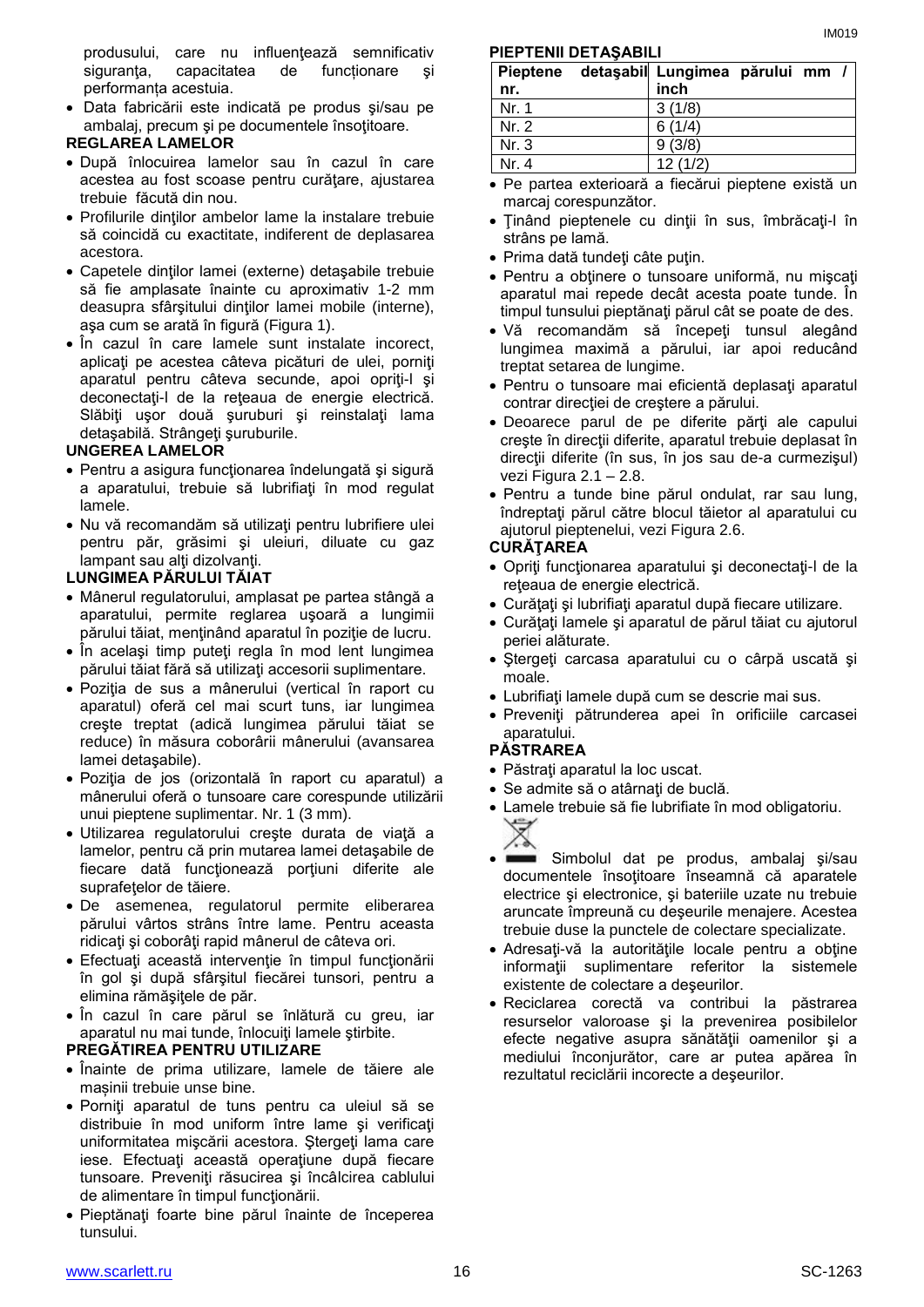produsului, care nu influenţează semnificativ siguranţa, capacitatea de funcţionare şi performanţa acestuia.

- Data fabricării este indicată pe produs şi/sau pe ambalaj, precum şi pe documentele însoţitoare.

**REGLAREA LAMELOR**

- După înlocuirea lamelor sau în cazul în care acestea au fost scoase pentru curăţare, ajustarea trebuie făcută din nou.
- Profilurile dinţilor ambelor lame la instalare trebuie să coincidă cu exactitate, indiferent de deplasarea acestora.
- Capetele dinţilor lamei (externe) detaşabile trebuie să fie amplasate înainte cu aproximativ 1-2 mm deasupra sfârşitului dinţilor lamei mobile (interne), aşa cum se arată în figură (Figura 1).
- În cazul în care lamele sunt instalate incorect, aplicaţi pe acestea câteva picături de ulei, porniţi aparatul pentru câteva secunde, apoi opriţi-l şi deconectaţi-l de la reţeaua de energie electrică. Slăbiţi uşor două şuruburi şi reinstalaţi lama detaşabilă. Strângeţi şuruburile.

**UNGEREA LAMELOR**

- Pentru a asigura funcţionarea îndelungată şi sigură a aparatului, trebuie să lubrifiaţi în mod regulat lamele.
- Nu vă recomandăm să utilizaţi pentru lubrifiere ulei pentru păr, grăsimi şi uleiuri, diluate cu gaz lampant sau alţi dizolvanţi.

**LUNGIMEA PĂRULUI TĂIAT**

- Mânerul regulatorului, amplasat pe partea stângă a aparatului, permite reglarea uşoară a lungimii părului tăiat, menţinând aparatul în poziţie de lucru.
- În acelaşi timp puteţi regla în mod lent lungimea părului tăiat fără să utilizaţi accesorii suplimentare.
- Poziţia de sus a mânerului (vertical în raport cu aparatul) oferă cel mai scurt tuns, iar lungimea creşte treptat (adică lungimea părului tăiat se reduce) în măsura coborârii mânerului (avansarea lamei detaşabile).
- Poziţia de jos (orizontală în raport cu aparatul) a mânerului oferă o tunsoare care corespunde utilizării unui pieptene suplimentar. Nr. 1 (3 mm).
- Utilizarea regulatorului creşte durata de viaţă a lamelor, pentru că prin mutarea lamei detaşabile de fiecare dată funcţionează porţiuni diferite ale suprafeţelor de tăiere.
- De asemenea, regulatorul permite eliberarea părului vârtos strâns între lame. Pentru aceasta ridicaţi şi coborâţi rapid mânerul de câteva ori.
- Efectuaţi această intervenţie în timpul funcţionării în gol şi după sfârşitul fiecărei tunsori, pentru a elimina rămăşiţele de păr.
- În cazul în care părul se înlătură cu greu, iar aparatul nu mai tunde, înlocuiţi lamele ştirbite.

**PREGĂTIREA PENTRU UTILIZARE**

- Înainte de prima utilizare, lamele de tăiere ale maşinii trebuie unse bine.
- Porniţi aparatul de tuns pentru ca uleiul să se distribuie în mod uniform între lame şi verificaţi uniformitatea mişcării acestora. Ştergeţi lama care iese. Efectuaţi această operaţiune după fiecare tunsoare. Preveniţi răsucirea şi încălcirea cablului de alimentare în timpul funcţionării.
- Pieptănaţi foarte bine părul înainte de începerea tunsului.

**PIEPTENII DETAŞABILI**

| Pieptene detaşabil nr. | Lungimea părului mm / inch |
|---|---|
| Nr. 1 | 3 (1/8) |
| Nr. 2 | 6 (1/4) |
| Nr. 3 | 9 (3/8) |
| Nr. 4 | 12 (1/2) |

- Pe partea exterioară a fiecărui pieptene există un marcaj corespunzător.
- Ţinând pieptenele cu dinţii în sus, îmbrăcaţi-l în strâns pe lamă.
- Prima dată tundeţi câte puţin.
- Pentru a obţinere o tunsoare uniformă, nu mişcaţi aparatul mai repede decât acesta poate tunde. În timpul tunsului pieptănaţi părul cât se poate de des.
- Vă recomandăm să începeţi tunsul alegând lungimea maximă a părului, iar apoi reducând treptat setarea de lungime.
- Pentru o tunsoare mai eficientă deplasaţi aparatul contrar direcţiei de creştere a părului.
- Deoarece parul de pe diferite părţi ale capului creşte în direcţii diferite, aparatul trebuie deplasat în direcţii diferite (în sus, în jos sau de-a curmezişul) vezi Figura 2.1 – 2.8.
- Pentru a tunde bine părul ondulat, rar sau lung, îndreptaţi părul către blocul tăietor al aparatului cu ajutorul pieptenelui, vezi Figura 2.6.

**CURĂŢAREA**

- Opriţi funcţionarea aparatului şi deconectaţi-l de la reţeaua de energie electrică.
- Curăţaţi şi lubrifiaţi aparatul după fiecare utilizare.
- Curăţaţi lamele şi aparatul de părul tăiat cu ajutorul periei alăturate.
- Ştergeţi carcasa aparatului cu o cârpă uscată şi moale.
- Lubrifiaţi lamele după cum se descrie mai sus.
- Preveniţi pătrunderea apei în orificiile carcasei aparatului.

**PĂSTRAREA**

- Păstraţi aparatul la loc uscat.
- Se admite să o atârnaţi de buclă.
- Lamele trebuie să fie lubrifiate în mod obligatoriu.
- Simbolul dat pe produs, ambalaj şi/sau documentele însoţitoare înseamnă că aparatele electrice şi electronice, şi bateriile uzate nu trebuie aruncate împreună cu deşeurile menajere. Acestea trebuie duse la punctele de colectare specializate.
- Adresaţi-vă la autorităţile locale pentru a obţine informaţii suplimentare referitor la sistemele existente de colectare a deşeurilor.
- Reciclarea corectă va contribui la păstrarea resurselor valoroase şi la prevenirea posibilelor efecte negative asupra sănătăţii oamenilor şi a mediului înconjurător, care ar putea apărea în rezultatul reciclării incorecte a deşeurilor.